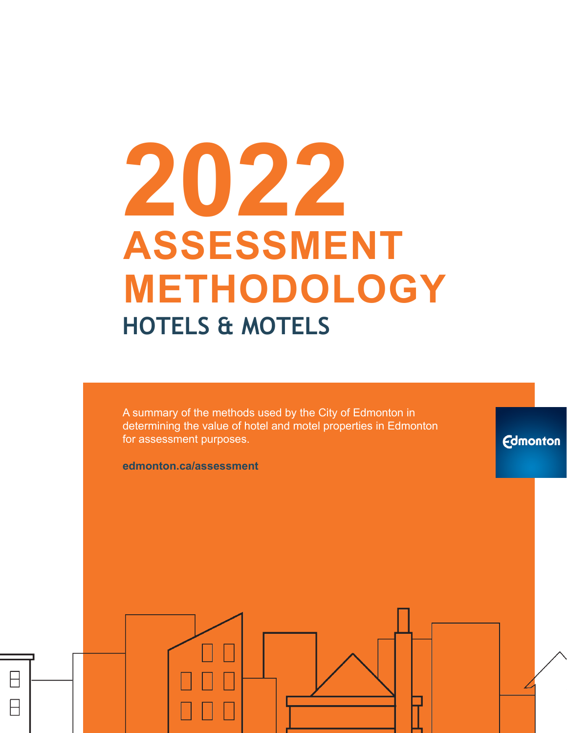# 2022 ASSESSMENT METHODOLOGY

## HOTELS & MOTELS

A summary of the methods used by the City of Edmonton in determining the value of hotel and motel properties in Edmonton for assessment purposes.

**edmonton.ca/assessment**

Edmonton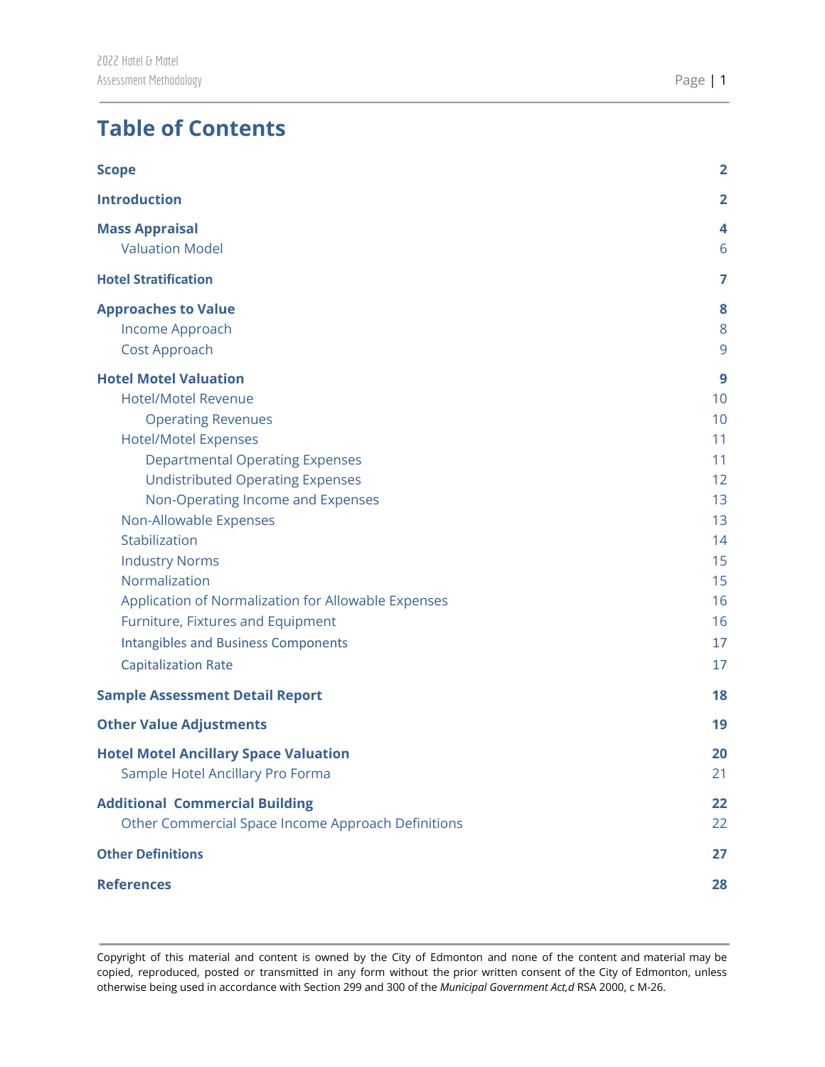# Table of Contents

| | |
|---|---|
| **Scope** | **2** |
| **Introduction** | **2** |
| **Mass Appraisal** | **4** |
| Valuation Model | 6 |
| **Hotel Stratification** | **7** |
| **Approaches to Value** | **8** |
| Income Approach | 8 |
| Cost Approach | 9 |
| **Hotel Motel Valuation** | **9** |
| Hotel/Motel Revenue | 10 |
| Operating Revenues | 10 |
| Hotel/Motel Expenses | 11 |
| Departmental Operating Expenses | 11 |
| Undistributed Operating Expenses | 12 |
| Non-Operating Income and Expenses | 13 |
| Non-Allowable Expenses | 13 |
| Stabilization | 14 |
| Industry Norms | 15 |
| Normalization | 15 |
| Application of Normalization for Allowable Expenses | 16 |
| Furniture, Fixtures and Equipment | 16 |
| Intangibles and Business Components | 17 |
| Capitalization Rate | 17 |
| **Sample Assessment Detail Report** | **18** |
| **Other Value Adjustments** | **19** |
| **Hotel Motel Ancillary Space Valuation** | **20** |
| Sample Hotel Ancillary Pro Forma | 21 |
| **Additional Commercial Building** | **22** |
| Other Commercial Space Income Approach Definitions | 22 |
| **Other Definitions** | **27** |
| **References** | **28** |

Copyright of this material and content is owned by the City of Edmonton and none of the content and material may be copied, reproduced, posted or transmitted in any form without the prior written consent of the City of Edmonton, unless otherwise being used in accordance with Section 299 and 300 of the *Municipal Government Act,d* RSA 2000, c M-26.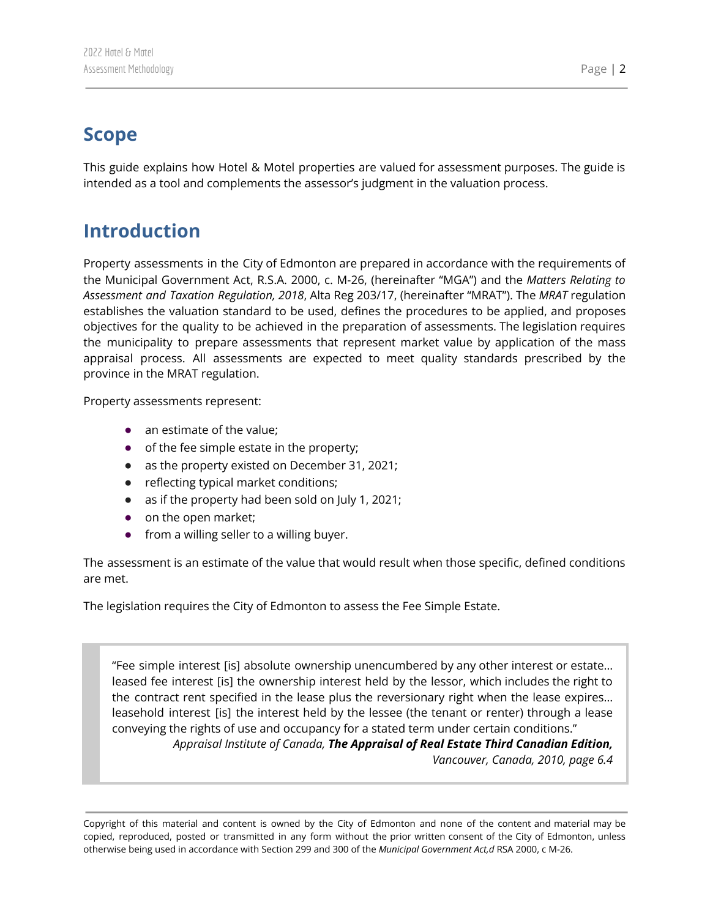## Scope

This guide explains how Hotel & Motel properties are valued for assessment purposes. The guide is intended as a tool and complements the assessor's judgment in the valuation process.

## Introduction

Property assessments in the City of Edmonton are prepared in accordance with the requirements of the Municipal Government Act, R.S.A. 2000, c. M-26, (hereinafter "MGA") and the *Matters Relating to Assessment and Taxation Regulation, 2018*, Alta Reg 203/17, (hereinafter "MRAT"). The *MRAT* regulation establishes the valuation standard to be used, defines the procedures to be applied, and proposes objectives for the quality to be achieved in the preparation of assessments. The legislation requires the municipality to prepare assessments that represent market value by application of the mass appraisal process. All assessments are expected to meet quality standards prescribed by the province in the MRAT regulation.

Property assessments represent:

- an estimate of the value;
- of the fee simple estate in the property;
- as the property existed on December 31, 2021;
- reflecting typical market conditions;
- as if the property had been sold on July 1, 2021;
- on the open market;
- from a willing seller to a willing buyer.

The assessment is an estimate of the value that would result when those specific, defined conditions are met.

The legislation requires the City of Edmonton to assess the Fee Simple Estate.

> "Fee simple interest [is] absolute ownership unencumbered by any other interest or estate… leased fee interest [is] the ownership interest held by the lessor, which includes the right to the contract rent specified in the lease plus the reversionary right when the lease expires… leasehold interest [is] the interest held by the lessee (the tenant or renter) through a lease conveying the rights of use and occupancy for a stated term under certain conditions."
>
> *Appraisal Institute of Canada, **The Appraisal of Real Estate Third Canadian Edition,** Vancouver, Canada, 2010, page 6.4*

Copyright of this material and content is owned by the City of Edmonton and none of the content and material may be copied, reproduced, posted or transmitted in any form without the prior written consent of the City of Edmonton, unless otherwise being used in accordance with Section 299 and 300 of the *Municipal Government Act,d* RSA 2000, c M-26.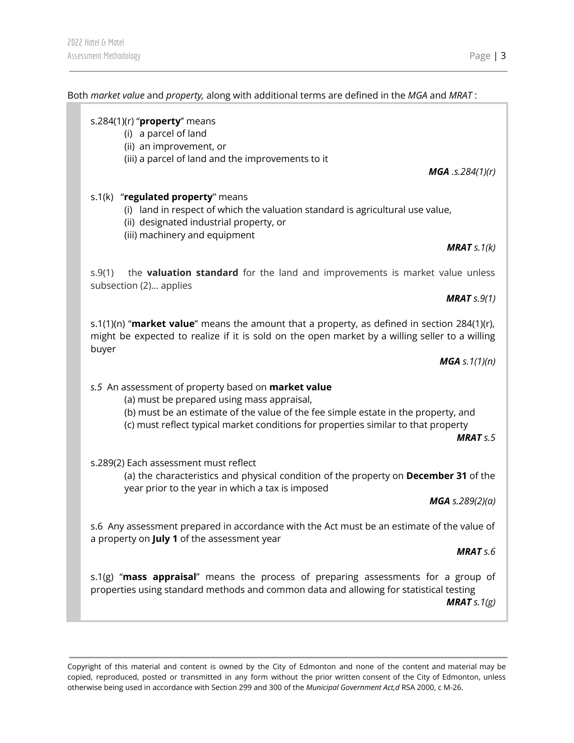Both *market value* and *property,* along with additional terms are defined in the *MGA* and *MRAT* :

s.284(1)(r) "**property**" means

(i) a parcel of land
(ii) an improvement, or
(iii) a parcel of land and the improvements to it

***MGA** .s.284(1)(r)*

s.1(k) "**regulated property**" means

(i) land in respect of which the valuation standard is agricultural use value,
(ii) designated industrial property, or
(iii) machinery and equipment

***MRAT** s.1(k)*

s.9(1) the **valuation standard** for the land and improvements is market value unless subsection (2)… applies

***MRAT** s.9(1)*

s.1(1)(n) "**market value**" means the amount that a property, as defined in section 284(1)(r), might be expected to realize if it is sold on the open market by a willing seller to a willing buyer

***MGA** s.1(1)(n)*

*s.5* An assessment of property based on **market value**

(a) must be prepared using mass appraisal,
(b) must be an estimate of the value of the fee simple estate in the property, and
(c) must reflect typical market conditions for properties similar to that property

***MRAT** s.5*

s.289(2) Each assessment must reflect

(a) the characteristics and physical condition of the property on **December 31** of the year prior to the year in which a tax is imposed

***MGA** s.289(2)(a)*

s.6 Any assessment prepared in accordance with the Act must be an estimate of the value of a property on **July 1** of the assessment year

***MRAT** s.6*

s.1(g) "**mass appraisal**" means the process of preparing assessments for a group of properties using standard methods and common data and allowing for statistical testing

***MRAT** s.1(g)*

Copyright of this material and content is owned by the City of Edmonton and none of the content and material may be copied, reproduced, posted or transmitted in any form without the prior written consent of the City of Edmonton, unless otherwise being used in accordance with Section 299 and 300 of the *Municipal Government Act,d* RSA 2000, c M-26.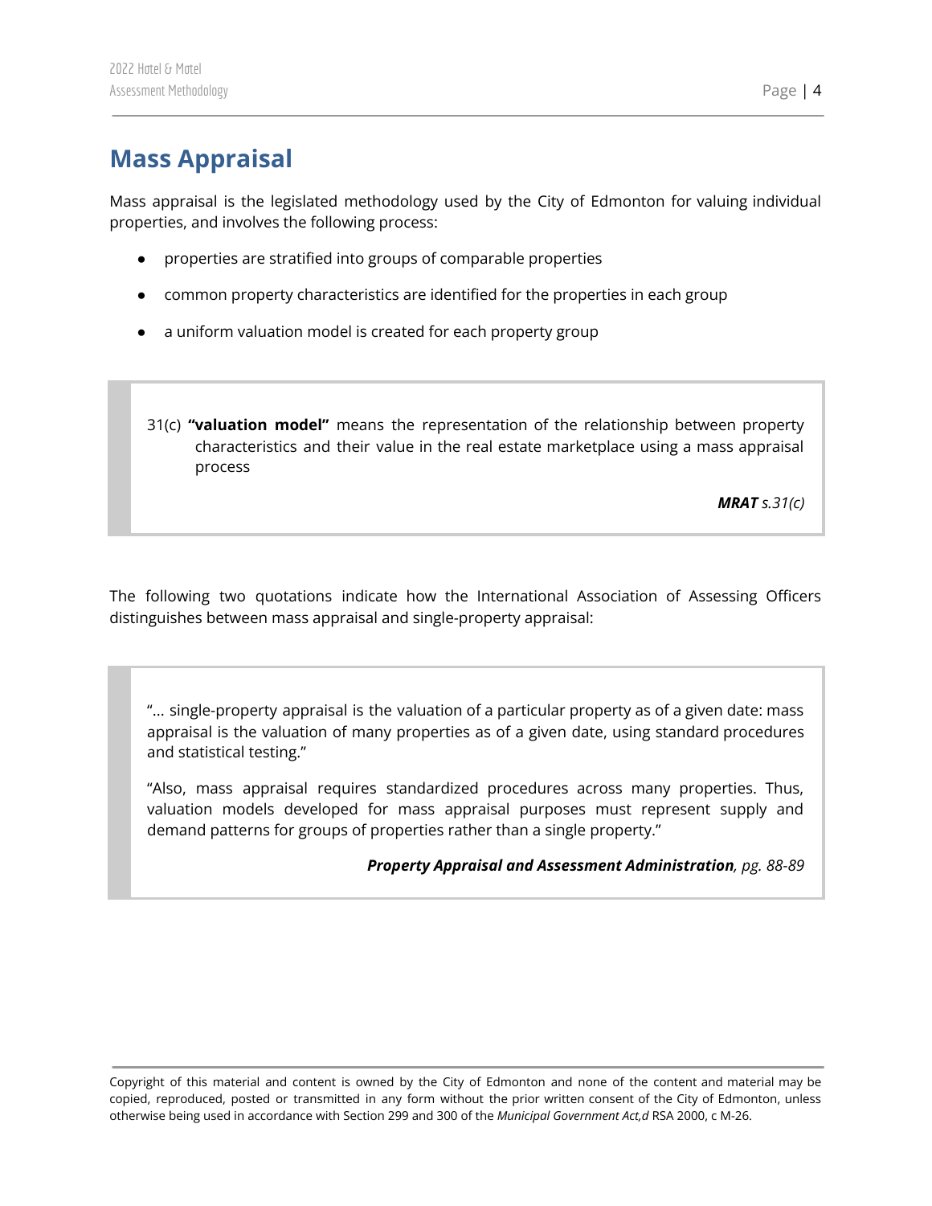# Mass Appraisal

Mass appraisal is the legislated methodology used by the City of Edmonton for valuing individual properties, and involves the following process:

- properties are stratified into groups of comparable properties
- common property characteristics are identified for the properties in each group
- a uniform valuation model is created for each property group

> 31(c) **"valuation model"** means the representation of the relationship between property characteristics and their value in the real estate marketplace using a mass appraisal process
>
> ***MRAT** s.31(c)*

The following two quotations indicate how the International Association of Assessing Officers distinguishes between mass appraisal and single-property appraisal:

> "... single-property appraisal is the valuation of a particular property as of a given date: mass appraisal is the valuation of many properties as of a given date, using standard procedures and statistical testing."
>
> "Also, mass appraisal requires standardized procedures across many properties. Thus, valuation models developed for mass appraisal purposes must represent supply and demand patterns for groups of properties rather than a single property."
>
> ***Property Appraisal and Assessment Administration**, pg. 88-89*

Copyright of this material and content is owned by the City of Edmonton and none of the content and material may be copied, reproduced, posted or transmitted in any form without the prior written consent of the City of Edmonton, unless otherwise being used in accordance with Section 299 and 300 of the *Municipal Government Act,d* RSA 2000, c M-26.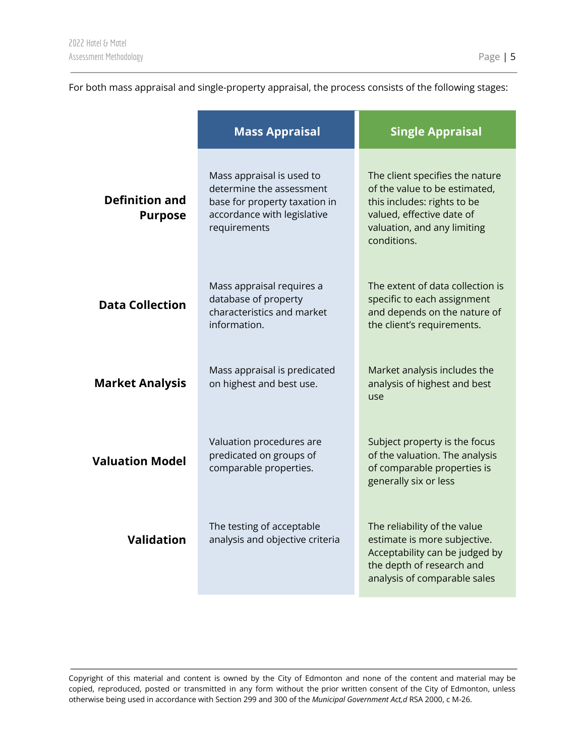For both mass appraisal and single-property appraisal, the process consists of the following stages:

| | Mass Appraisal | Single Appraisal |
|---|---|---|
| **Definition and Purpose** | Mass appraisal is used to determine the assessment base for property taxation in accordance with legislative requirements | The client specifies the nature of the value to be estimated, this includes: rights to be valued, effective date of valuation, and any limiting conditions. |
| **Data Collection** | Mass appraisal requires a database of property characteristics and market information. | The extent of data collection is specific to each assignment and depends on the nature of the client's requirements. |
| **Market Analysis** | Mass appraisal is predicated on highest and best use. | Market analysis includes the analysis of highest and best use |
| **Valuation Model** | Valuation procedures are predicated on groups of comparable properties. | Subject property is the focus of the valuation. The analysis of comparable properties is generally six or less |
| **Validation** | The testing of acceptable analysis and objective criteria | The reliability of the value estimate is more subjective. Acceptability can be judged by the depth of research and analysis of comparable sales |

Copyright of this material and content is owned by the City of Edmonton and none of the content and material may be copied, reproduced, posted or transmitted in any form without the prior written consent of the City of Edmonton, unless otherwise being used in accordance with Section 299 and 300 of the *Municipal Government Act,d* RSA 2000, c M-26.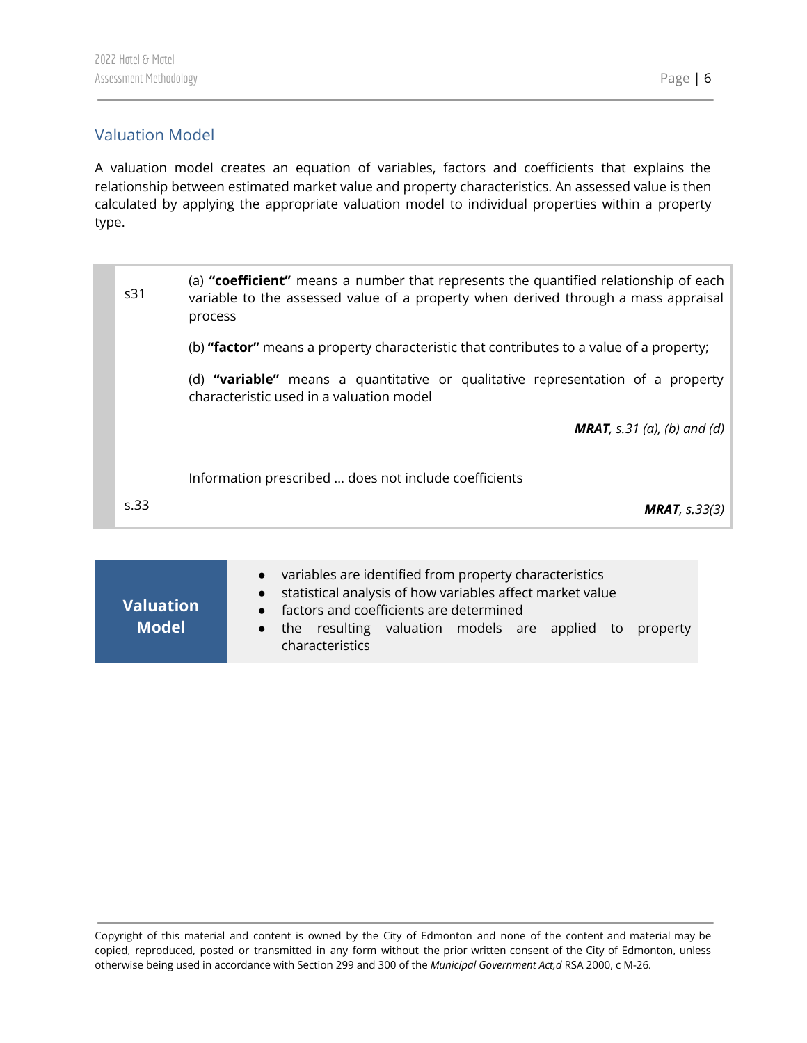## Valuation Model

A valuation model creates an equation of variables, factors and coefficients that explains the relationship between estimated market value and property characteristics. An assessed value is then calculated by applying the appropriate valuation model to individual properties within a property type.

| | |
|---|---|
| s31 | (a) **"coefficient"** means a number that represents the quantified relationship of each variable to the assessed value of a property when derived through a mass appraisal process<br><br>(b) **"factor"** means a property characteristic that contributes to a value of a property;<br><br>(d) **"variable"** means a quantitative or qualitative representation of a property characteristic used in a valuation model<br><br>***MRAT****, s.31 (a), (b) and (d)* |
| s.33 | Information prescribed … does not include coefficients<br><br>***MRAT****, s.33(3)* |

| | |
|---|---|
| **Valuation Model** | • variables are identified from property characteristics<br>• statistical analysis of how variables affect market value<br>• factors and coefficients are determined<br>• the resulting valuation models are applied to property characteristics |

Copyright of this material and content is owned by the City of Edmonton and none of the content and material may be copied, reproduced, posted or transmitted in any form without the prior written consent of the City of Edmonton, unless otherwise being used in accordance with Section 299 and 300 of the *Municipal Government Act,d* RSA 2000, c M-26.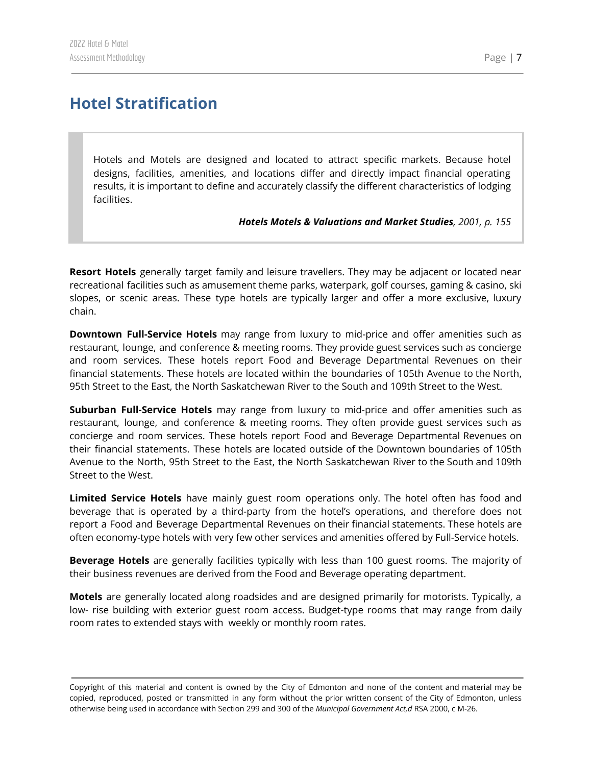## Hotel Stratification

> Hotels and Motels are designed and located to attract specific markets. Because hotel designs, facilities, amenities, and locations differ and directly impact financial operating results, it is important to define and accurately classify the different characteristics of lodging facilities.
>
> ***Hotels Motels & Valuations and Market Studies**, 2001, p. 155*

**Resort Hotels** generally target family and leisure travellers. They may be adjacent or located near recreational facilities such as amusement theme parks, waterpark, golf courses, gaming & casino, ski slopes, or scenic areas. These type hotels are typically larger and offer a more exclusive, luxury chain.

**Downtown Full-Service Hotels** may range from luxury to mid-price and offer amenities such as restaurant, lounge, and conference & meeting rooms. They provide guest services such as concierge and room services. These hotels report Food and Beverage Departmental Revenues on their financial statements. These hotels are located within the boundaries of 105th Avenue to the North, 95th Street to the East, the North Saskatchewan River to the South and 109th Street to the West.

**Suburban Full-Service Hotels** may range from luxury to mid-price and offer amenities such as restaurant, lounge, and conference & meeting rooms. They often provide guest services such as concierge and room services. These hotels report Food and Beverage Departmental Revenues on their financial statements. These hotels are located outside of the Downtown boundaries of 105th Avenue to the North, 95th Street to the East, the North Saskatchewan River to the South and 109th Street to the West.

**Limited Service Hotels** have mainly guest room operations only. The hotel often has food and beverage that is operated by a third-party from the hotel's operations, and therefore does not report a Food and Beverage Departmental Revenues on their financial statements. These hotels are often economy-type hotels with very few other services and amenities offered by Full-Service hotels.

**Beverage Hotels** are generally facilities typically with less than 100 guest rooms. The majority of their business revenues are derived from the Food and Beverage operating department.

**Motels** are generally located along roadsides and are designed primarily for motorists. Typically, a low- rise building with exterior guest room access. Budget-type rooms that may range from daily room rates to extended stays with weekly or monthly room rates.

Copyright of this material and content is owned by the City of Edmonton and none of the content and material may be copied, reproduced, posted or transmitted in any form without the prior written consent of the City of Edmonton, unless otherwise being used in accordance with Section 299 and 300 of the *Municipal Government Act,d* RSA 2000, c M-26.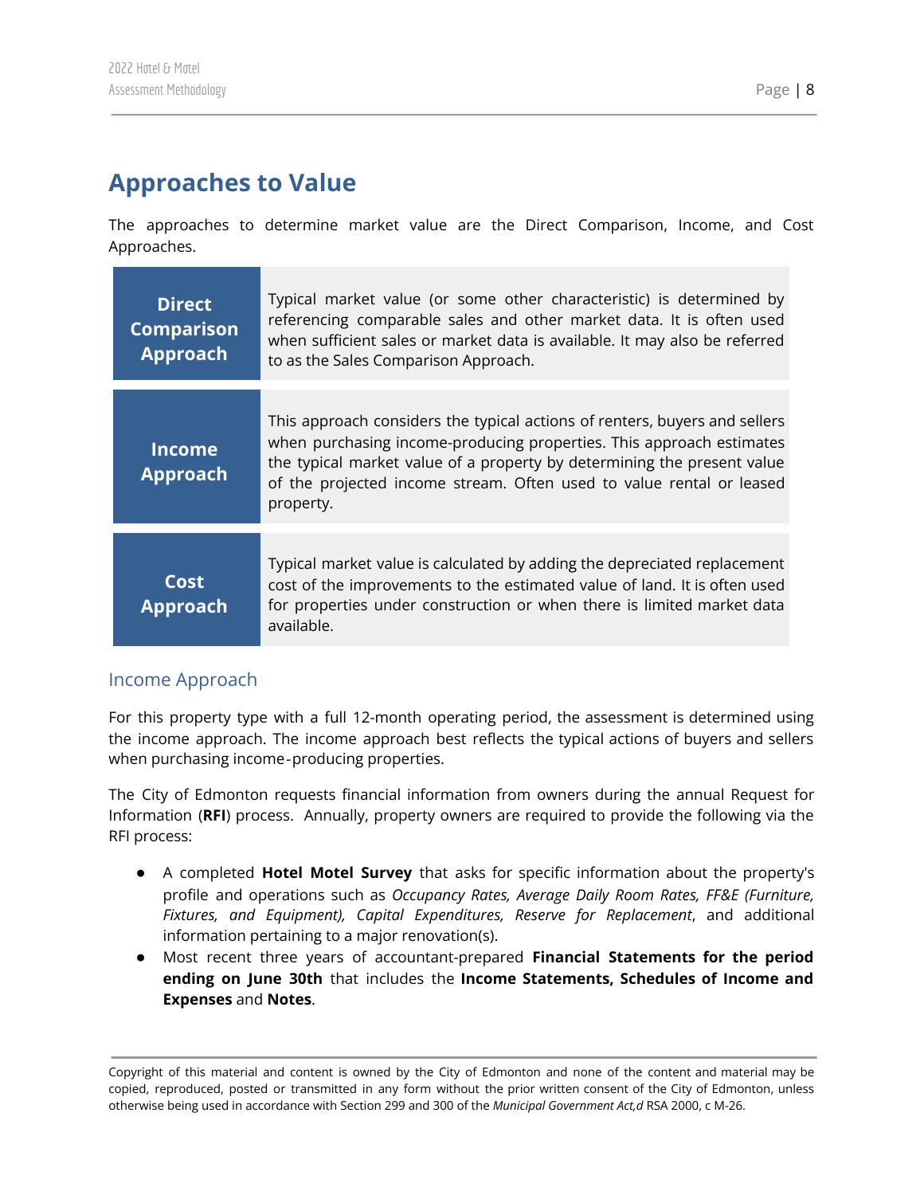# Approaches to Value

The approaches to determine market value are the Direct Comparison, Income, and Cost Approaches.

| | |
|---|---|
| **Direct Comparison Approach** | Typical market value (or some other characteristic) is determined by referencing comparable sales and other market data. It is often used when sufficient sales or market data is available. It may also be referred to as the Sales Comparison Approach. |
| **Income Approach** | This approach considers the typical actions of renters, buyers and sellers when purchasing income-producing properties. This approach estimates the typical market value of a property by determining the present value of the projected income stream. Often used to value rental or leased property. |
| **Cost Approach** | Typical market value is calculated by adding the depreciated replacement cost of the improvements to the estimated value of land. It is often used for properties under construction or when there is limited market data available. |

## Income Approach

For this property type with a full 12-month operating period, the assessment is determined using the income approach. The income approach best reflects the typical actions of buyers and sellers when purchasing income-producing properties.

The City of Edmonton requests financial information from owners during the annual Request for Information (**RFI**) process. Annually, property owners are required to provide the following via the RFI process:

- A completed **Hotel Motel Survey** that asks for specific information about the property's profile and operations such as *Occupancy Rates, Average Daily Room Rates, FF&E (Furniture, Fixtures, and Equipment), Capital Expenditures, Reserve for Replacement*, and additional information pertaining to a major renovation(s).
- Most recent three years of accountant-prepared **Financial Statements for the period ending on June 30th** that includes the **Income Statements, Schedules of Income and Expenses** and **Notes**.

Copyright of this material and content is owned by the City of Edmonton and none of the content and material may be copied, reproduced, posted or transmitted in any form without the prior written consent of the City of Edmonton, unless otherwise being used in accordance with Section 299 and 300 of the *Municipal Government Act,d* RSA 2000, c M-26.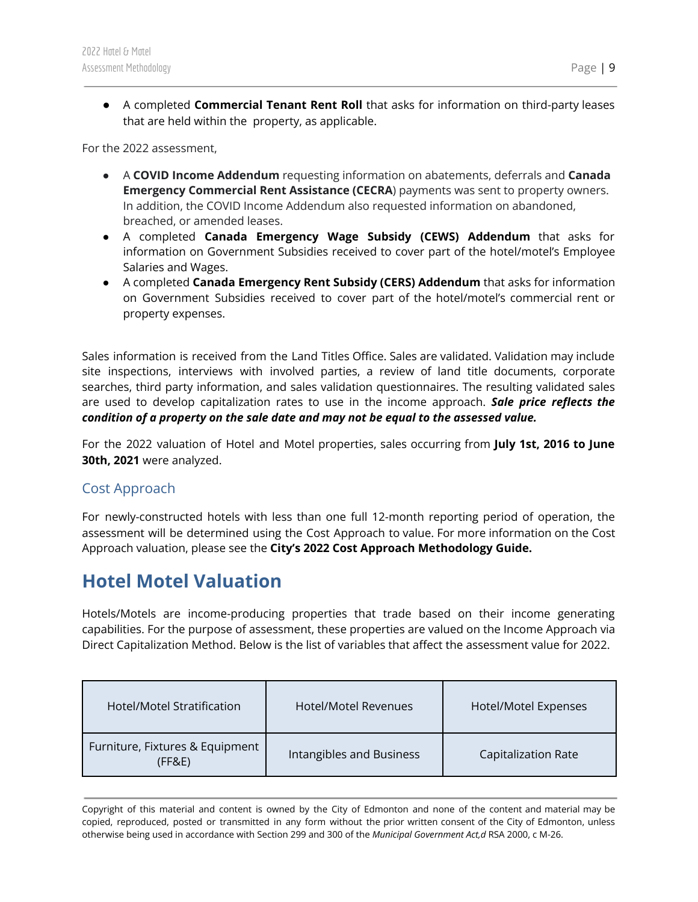- A completed **Commercial Tenant Rent Roll** that asks for information on third-party leases that are held within the property, as applicable.

For the 2022 assessment,

- A **COVID Income Addendum** requesting information on abatements, deferrals and **Canada Emergency Commercial Rent Assistance (CECRA**) payments was sent to property owners. In addition, the COVID Income Addendum also requested information on abandoned, breached, or amended leases.
- A completed **Canada Emergency Wage Subsidy (CEWS) Addendum** that asks for information on Government Subsidies received to cover part of the hotel/motel's Employee Salaries and Wages.
- A completed **Canada Emergency Rent Subsidy (CERS) Addendum** that asks for information on Government Subsidies received to cover part of the hotel/motel's commercial rent or property expenses.

Sales information is received from the Land Titles Office. Sales are validated. Validation may include site inspections, interviews with involved parties, a review of land title documents, corporate searches, third party information, and sales validation questionnaires. The resulting validated sales are used to develop capitalization rates to use in the income approach. ***Sale price reflects the condition of a property on the sale date and may not be equal to the assessed value.***

For the 2022 valuation of Hotel and Motel properties, sales occurring from **July 1st, 2016 to June 30th, 2021** were analyzed.

## Cost Approach

For newly-constructed hotels with less than one full 12-month reporting period of operation, the assessment will be determined using the Cost Approach to value. For more information on the Cost Approach valuation, please see the **City's 2022 Cost Approach Methodology Guide.**

# Hotel Motel Valuation

Hotels/Motels are income-producing properties that trade based on their income generating capabilities. For the purpose of assessment, these properties are valued on the Income Approach via Direct Capitalization Method. Below is the list of variables that affect the assessment value for 2022.

| Hotel/Motel Stratification | Hotel/Motel Revenues | Hotel/Motel Expenses |
| --- | --- | --- |
| Furniture, Fixtures & Equipment (FF&E) | Intangibles and Business | Capitalization Rate |

Copyright of this material and content is owned by the City of Edmonton and none of the content and material may be copied, reproduced, posted or transmitted in any form without the prior written consent of the City of Edmonton, unless otherwise being used in accordance with Section 299 and 300 of the *Municipal Government Act,d* RSA 2000, c M-26.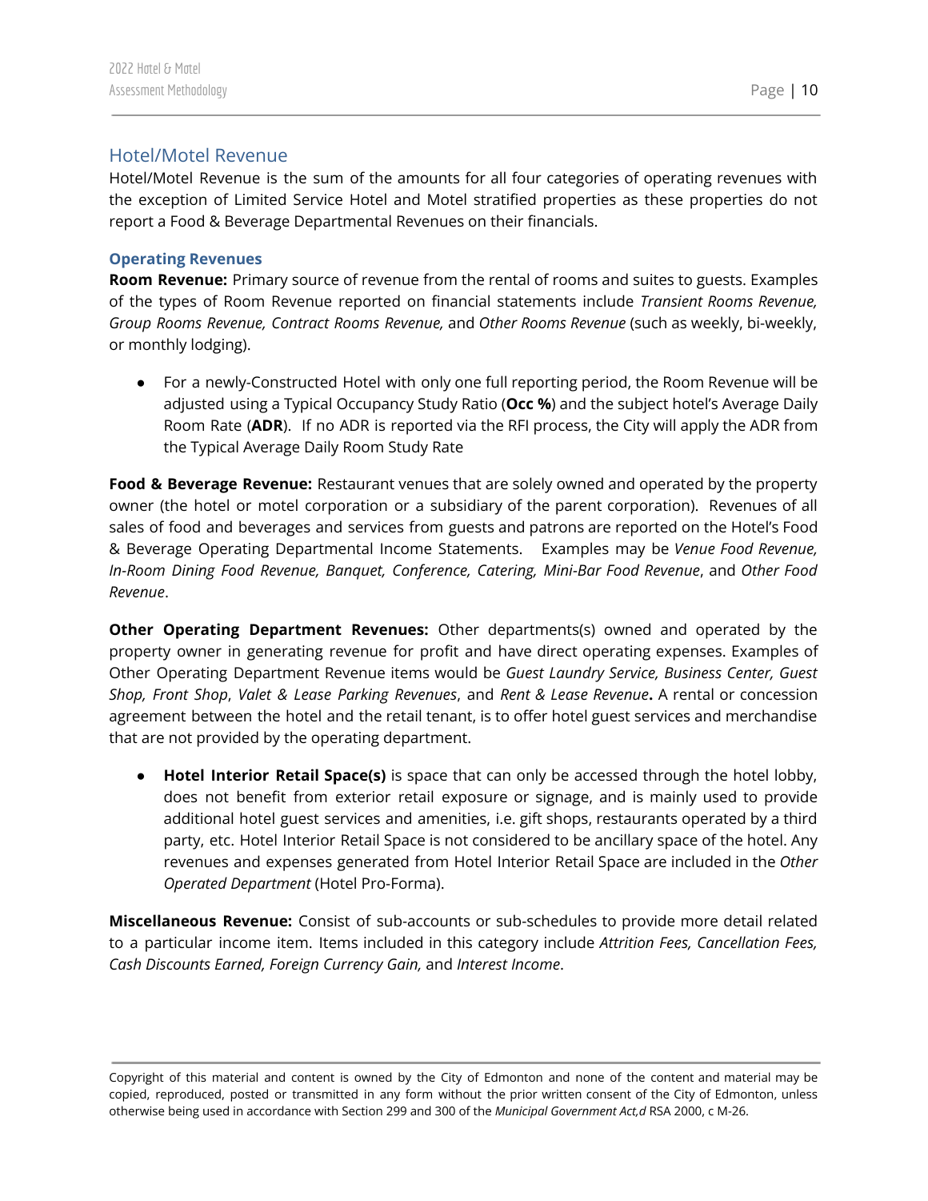## Hotel/Motel Revenue

Hotel/Motel Revenue is the sum of the amounts for all four categories of operating revenues with the exception of Limited Service Hotel and Motel stratified properties as these properties do not report a Food & Beverage Departmental Revenues on their financials.

### Operating Revenues

**Room Revenue:** Primary source of revenue from the rental of rooms and suites to guests. Examples of the types of Room Revenue reported on financial statements include *Transient Rooms Revenue, Group Rooms Revenue, Contract Rooms Revenue,* and *Other Rooms Revenue* (such as weekly, bi-weekly, or monthly lodging).

- For a newly-Constructed Hotel with only one full reporting period, the Room Revenue will be adjusted using a Typical Occupancy Study Ratio (**Occ %**) and the subject hotel's Average Daily Room Rate (**ADR**). If no ADR is reported via the RFI process, the City will apply the ADR from the Typical Average Daily Room Study Rate

**Food & Beverage Revenue:** Restaurant venues that are solely owned and operated by the property owner (the hotel or motel corporation or a subsidiary of the parent corporation). Revenues of all sales of food and beverages and services from guests and patrons are reported on the Hotel's Food & Beverage Operating Departmental Income Statements. Examples may be *Venue Food Revenue, In-Room Dining Food Revenue, Banquet, Conference, Catering, Mini-Bar Food Revenue*, and *Other Food Revenue*.

**Other Operating Department Revenues:** Other departments(s) owned and operated by the property owner in generating revenue for profit and have direct operating expenses. Examples of Other Operating Department Revenue items would be *Guest Laundry Service, Business Center, Guest Shop, Front Shop*, *Valet & Lease Parking Revenues*, and *Rent & Lease Revenue***.** A rental or concession agreement between the hotel and the retail tenant, is to offer hotel guest services and merchandise that are not provided by the operating department.

- **Hotel Interior Retail Space(s)** is space that can only be accessed through the hotel lobby, does not benefit from exterior retail exposure or signage, and is mainly used to provide additional hotel guest services and amenities, i.e. gift shops, restaurants operated by a third party, etc. Hotel Interior Retail Space is not considered to be ancillary space of the hotel. Any revenues and expenses generated from Hotel Interior Retail Space are included in the *Other Operated Department* (Hotel Pro-Forma).

**Miscellaneous Revenue:** Consist of sub-accounts or sub-schedules to provide more detail related to a particular income item. Items included in this category include *Attrition Fees, Cancellation Fees, Cash Discounts Earned, Foreign Currency Gain,* and *Interest Income*.

Copyright of this material and content is owned by the City of Edmonton and none of the content and material may be copied, reproduced, posted or transmitted in any form without the prior written consent of the City of Edmonton, unless otherwise being used in accordance with Section 299 and 300 of the *Municipal Government Act,d* RSA 2000, c M-26.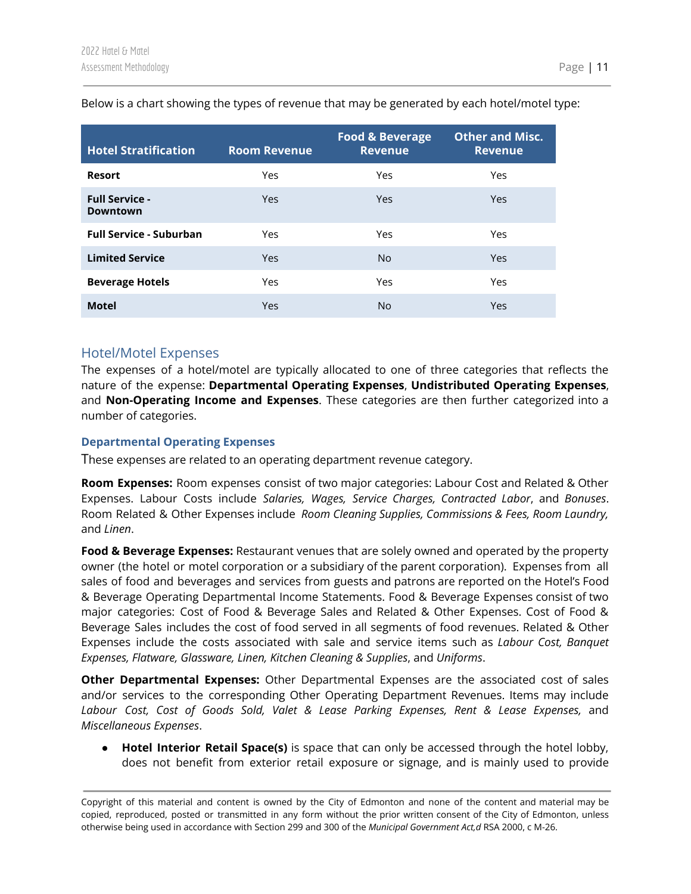Below is a chart showing the types of revenue that may be generated by each hotel/motel type:

| Hotel Stratification | Room Revenue | Food & Beverage Revenue | Other and Misc. Revenue |
|---|---|---|---|
| **Resort** | Yes | Yes | Yes |
| **Full Service - Downtown** | Yes | Yes | Yes |
| **Full Service - Suburban** | Yes | Yes | Yes |
| **Limited Service** | Yes | No | Yes |
| **Beverage Hotels** | Yes | Yes | Yes |
| **Motel** | Yes | No | Yes |

## Hotel/Motel Expenses

The expenses of a hotel/motel are typically allocated to one of three categories that reflects the nature of the expense: **Departmental Operating Expenses**, **Undistributed Operating Expenses**, and **Non-Operating Income and Expenses**. These categories are then further categorized into a number of categories.

### Departmental Operating Expenses

These expenses are related to an operating department revenue category.

**Room Expenses:** Room expenses consist of two major categories: Labour Cost and Related & Other Expenses. Labour Costs include *Salaries, Wages, Service Charges, Contracted Labor*, and *Bonuses*. Room Related & Other Expenses include *Room Cleaning Supplies, Commissions & Fees, Room Laundry,* and *Linen*.

**Food & Beverage Expenses:** Restaurant venues that are solely owned and operated by the property owner (the hotel or motel corporation or a subsidiary of the parent corporation). Expenses from all sales of food and beverages and services from guests and patrons are reported on the Hotel's Food & Beverage Operating Departmental Income Statements. Food & Beverage Expenses consist of two major categories: Cost of Food & Beverage Sales and Related & Other Expenses. Cost of Food & Beverage Sales includes the cost of food served in all segments of food revenues. Related & Other Expenses include the costs associated with sale and service items such as *Labour Cost, Banquet Expenses, Flatware, Glassware, Linen, Kitchen Cleaning & Supplies*, and *Uniforms*.

**Other Departmental Expenses:** Other Departmental Expenses are the associated cost of sales and/or services to the corresponding Other Operating Department Revenues. Items may include *Labour Cost, Cost of Goods Sold, Valet & Lease Parking Expenses, Rent & Lease Expenses,* and *Miscellaneous Expenses*.

- **Hotel Interior Retail Space(s)** is space that can only be accessed through the hotel lobby, does not benefit from exterior retail exposure or signage, and is mainly used to provide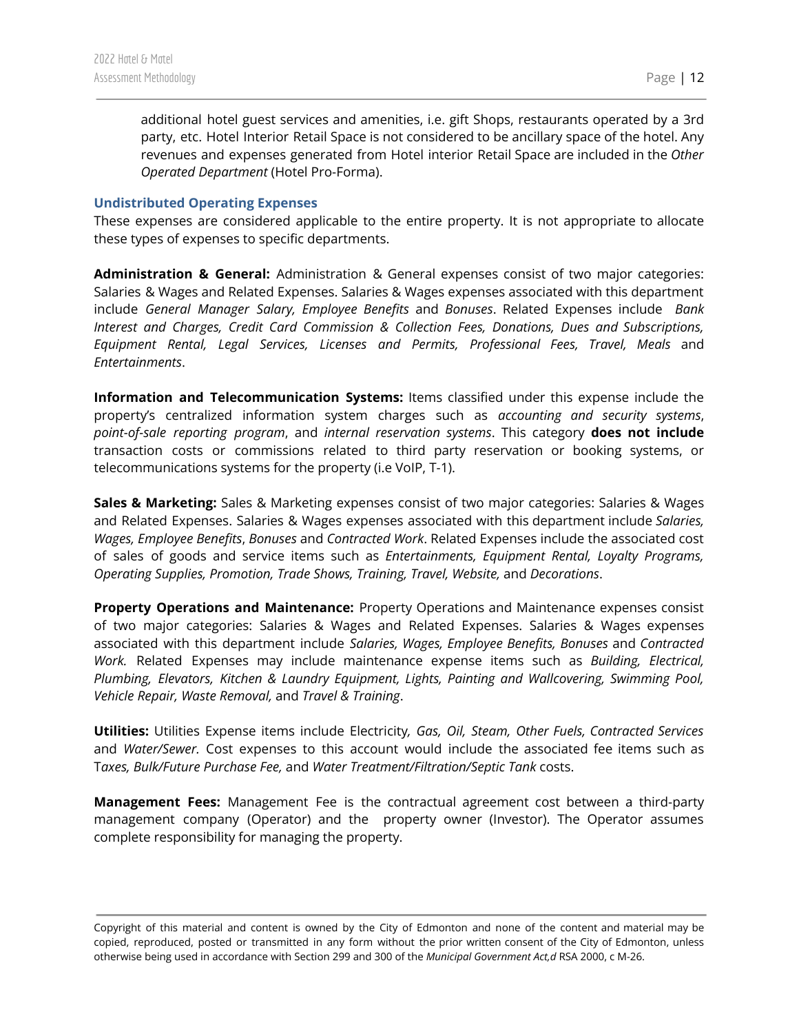additional hotel guest services and amenities, i.e. gift Shops, restaurants operated by a 3rd party, etc. Hotel Interior Retail Space is not considered to be ancillary space of the hotel. Any revenues and expenses generated from Hotel interior Retail Space are included in the *Other Operated Department* (Hotel Pro-Forma).

### Undistributed Operating Expenses

These expenses are considered applicable to the entire property. It is not appropriate to allocate these types of expenses to specific departments.

**Administration & General:** Administration & General expenses consist of two major categories: Salaries & Wages and Related Expenses. Salaries & Wages expenses associated with this department include *General Manager Salary*, *Employee Benefits* and *Bonuses*. Related Expenses include *Bank Interest and Charges, Credit Card Commission & Collection Fees, Donations, Dues and Subscriptions, Equipment Rental, Legal Services, Licenses and Permits, Professional Fees, Travel, Meals* and *Entertainments*.

**Information and Telecommunication Systems:** Items classified under this expense include the property's centralized information system charges such as *accounting and security systems*, *point-of-sale reporting program*, and *internal reservation systems*. This category **does not include** transaction costs or commissions related to third party reservation or booking systems, or telecommunications systems for the property (i.e VoIP, T-1).

**Sales & Marketing:** Sales & Marketing expenses consist of two major categories: Salaries & Wages and Related Expenses. Salaries & Wages expenses associated with this department include *Salaries, Wages, Employee Benefits*, *Bonuses* and *Contracted Work*. Related Expenses include the associated cost of sales of goods and service items such as *Entertainments, Equipment Rental, Loyalty Programs, Operating Supplies, Promotion, Trade Shows, Training, Travel, Website,* and *Decorations*.

**Property Operations and Maintenance:** Property Operations and Maintenance expenses consist of two major categories: Salaries & Wages and Related Expenses. Salaries & Wages expenses associated with this department include *Salaries, Wages, Employee Benefits, Bonuses* and *Contracted Work.* Related Expenses may include maintenance expense items such as *Building, Electrical, Plumbing, Elevators, Kitchen & Laundry Equipment, Lights, Painting and Wallcovering, Swimming Pool, Vehicle Repair, Waste Removal,* and *Travel & Training*.

**Utilities:** Utilities Expense items include Electricity*, Gas, Oil, Steam, Other Fuels, Contracted Services* and *Water/Sewer.* Cost expenses to this account would include the associated fee items such as T*axes, Bulk/Future Purchase Fee,* and *Water Treatment/Filtration/Septic Tank* costs.

**Management Fees:** Management Fee is the contractual agreement cost between a third-party management company (Operator) and the property owner (Investor). The Operator assumes complete responsibility for managing the property.

Copyright of this material and content is owned by the City of Edmonton and none of the content and material may be copied, reproduced, posted or transmitted in any form without the prior written consent of the City of Edmonton, unless otherwise being used in accordance with Section 299 and 300 of the *Municipal Government Act,d* RSA 2000, c M-26.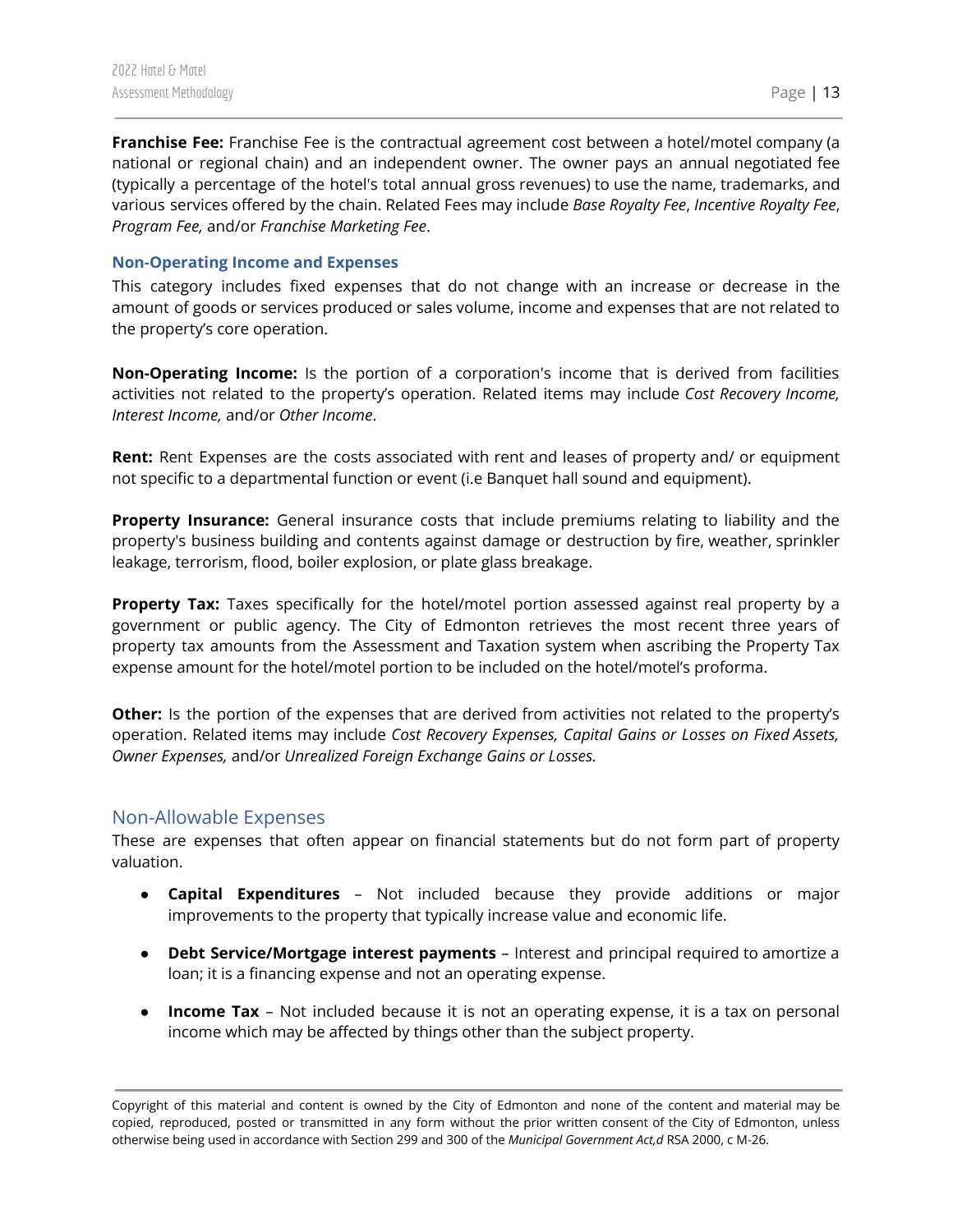**Franchise Fee:** Franchise Fee is the contractual agreement cost between a hotel/motel company (a national or regional chain) and an independent owner. The owner pays an annual negotiated fee (typically a percentage of the hotel's total annual gross revenues) to use the name, trademarks, and various services offered by the chain. Related Fees may include *Base Royalty Fee*, *Incentive Royalty Fee*, *Program Fee,* and/or *Franchise Marketing Fee*.

### Non-Operating Income and Expenses

This category includes fixed expenses that do not change with an increase or decrease in the amount of goods or services produced or sales volume, income and expenses that are not related to the property's core operation.

**Non-Operating Income:** Is the portion of a corporation's income that is derived from facilities activities not related to the property's operation. Related items may include *Cost Recovery Income, Interest Income,* and/or *Other Income*.

**Rent:** Rent Expenses are the costs associated with rent and leases of property and/ or equipment not specific to a departmental function or event (i.e Banquet hall sound and equipment).

**Property Insurance:** General insurance costs that include premiums relating to liability and the property's business building and contents against damage or destruction by fire, weather, sprinkler leakage, terrorism, flood, boiler explosion, or plate glass breakage.

**Property Tax:** Taxes specifically for the hotel/motel portion assessed against real property by a government or public agency. The City of Edmonton retrieves the most recent three years of property tax amounts from the Assessment and Taxation system when ascribing the Property Tax expense amount for the hotel/motel portion to be included on the hotel/motel's proforma.

**Other:** Is the portion of the expenses that are derived from activities not related to the property's operation. Related items may include *Cost Recovery Expenses, Capital Gains or Losses on Fixed Assets, Owner Expenses,* and/or *Unrealized Foreign Exchange Gains or Losses.*

## Non-Allowable Expenses

These are expenses that often appear on financial statements but do not form part of property valuation.

- **Capital Expenditures** – Not included because they provide additions or major improvements to the property that typically increase value and economic life.
- **Debt Service/Mortgage interest payments** – Interest and principal required to amortize a loan; it is a financing expense and not an operating expense.
- **Income Tax** – Not included because it is not an operating expense, it is a tax on personal income which may be affected by things other than the subject property.

Copyright of this material and content is owned by the City of Edmonton and none of the content and material may be copied, reproduced, posted or transmitted in any form without the prior written consent of the City of Edmonton, unless otherwise being used in accordance with Section 299 and 300 of the *Municipal Government Act,d* RSA 2000, c M-26.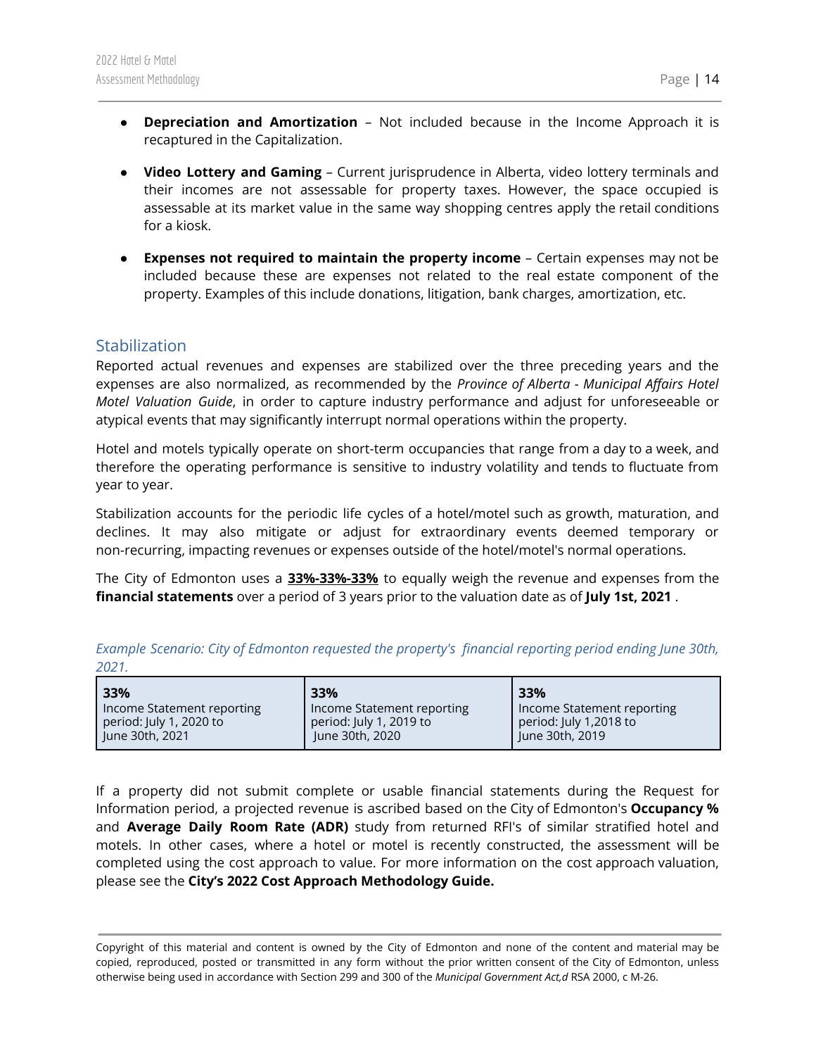- **Depreciation and Amortization** – Not included because in the Income Approach it is recaptured in the Capitalization.
- **Video Lottery and Gaming** – Current jurisprudence in Alberta, video lottery terminals and their incomes are not assessable for property taxes. However, the space occupied is assessable at its market value in the same way shopping centres apply the retail conditions for a kiosk.
- **Expenses not required to maintain the property income** – Certain expenses may not be included because these are expenses not related to the real estate component of the property. Examples of this include donations, litigation, bank charges, amortization, etc.

## Stabilization

Reported actual revenues and expenses are stabilized over the three preceding years and the expenses are also normalized, as recommended by the *Province of Alberta - Municipal Affairs Hotel Motel Valuation Guide*, in order to capture industry performance and adjust for unforeseeable or atypical events that may significantly interrupt normal operations within the property.

Hotel and motels typically operate on short-term occupancies that range from a day to a week, and therefore the operating performance is sensitive to industry volatility and tends to fluctuate from year to year.

Stabilization accounts for the periodic life cycles of a hotel/motel such as growth, maturation, and declines. It may also mitigate or adjust for extraordinary events deemed temporary or non-recurring, impacting revenues or expenses outside of the hotel/motel's normal operations.

The City of Edmonton uses a **33%-33%-33%** to equally weigh the revenue and expenses from the **financial statements** over a period of 3 years prior to the valuation date as of **July 1st, 2021** .

*Example Scenario: City of Edmonton requested the property's financial reporting period ending June 30th, 2021.*

| | | |
|---|---|---|
| **33%** Income Statement reporting period: July 1, 2020 to June 30th, 2021 | **33%** Income Statement reporting period: July 1, 2019 to June 30th, 2020 | **33%** Income Statement reporting period: July 1,2018 to June 30th, 2019 |

If a property did not submit complete or usable financial statements during the Request for Information period, a projected revenue is ascribed based on the City of Edmonton's **Occupancy %** and **Average Daily Room Rate (ADR)** study from returned RFI's of similar stratified hotel and motels. In other cases, where a hotel or motel is recently constructed, the assessment will be completed using the cost approach to value. For more information on the cost approach valuation, please see the **City's 2022 Cost Approach Methodology Guide.**

Copyright of this material and content is owned by the City of Edmonton and none of the content and material may be copied, reproduced, posted or transmitted in any form without the prior written consent of the City of Edmonton, unless otherwise being used in accordance with Section 299 and 300 of the *Municipal Government Act,d* RSA 2000, c M-26.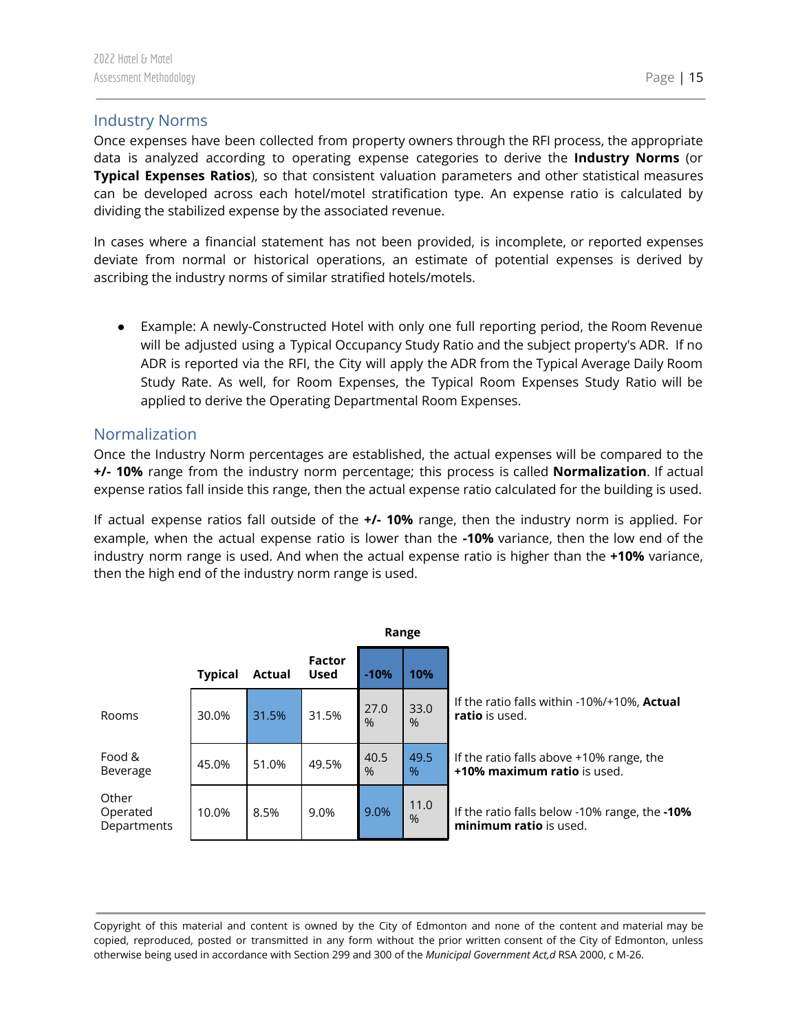## Industry Norms

Once expenses have been collected from property owners through the RFI process, the appropriate data is analyzed according to operating expense categories to derive the **Industry Norms** (or **Typical Expenses Ratios**), so that consistent valuation parameters and other statistical measures can be developed across each hotel/motel stratification type. An expense ratio is calculated by dividing the stabilized expense by the associated revenue.

In cases where a financial statement has not been provided, is incomplete, or reported expenses deviate from normal or historical operations, an estimate of potential expenses is derived by ascribing the industry norms of similar stratified hotels/motels.

- Example: A newly-Constructed Hotel with only one full reporting period, the Room Revenue will be adjusted using a Typical Occupancy Study Ratio and the subject property's ADR. If no ADR is reported via the RFI, the City will apply the ADR from the Typical Average Daily Room Study Rate. As well, for Room Expenses, the Typical Room Expenses Study Ratio will be applied to derive the Operating Departmental Room Expenses.

## Normalization

Once the Industry Norm percentages are established, the actual expenses will be compared to the **+/- 10%** range from the industry norm percentage; this process is called **Normalization**. If actual expense ratios fall inside this range, then the actual expense ratio calculated for the building is used.

If actual expense ratios fall outside of the **+/- 10%** range, then the industry norm is applied. For example, when the actual expense ratio is lower than the **-10%** variance, then the low end of the industry norm range is used. And when the actual expense ratio is higher than the **+10%** variance, then the high end of the industry norm range is used.

| | | | | Range | | |
|---|---|---|---|---|---|---|
| | **Typical** | **Actual** | **Factor Used** | **-10%** | **10%** | |
| Rooms | 30.0% | 31.5% | 31.5% | 27.0 % | 33.0 % | If the ratio falls within -10%/+10%, **Actual ratio** is used. |
| Food & Beverage | 45.0% | 51.0% | 49.5% | 40.5 % | 49.5 % | If the ratio falls above +10% range, the **+10% maximum ratio** is used. |
| Other Operated Departments | 10.0% | 8.5% | 9.0% | 9.0% | 11.0 % | If the ratio falls below -10% range, the **-10% minimum ratio** is used. |

Copyright of this material and content is owned by the City of Edmonton and none of the content and material may be copied, reproduced, posted or transmitted in any form without the prior written consent of the City of Edmonton, unless otherwise being used in accordance with Section 299 and 300 of the *Municipal Government Act,d* RSA 2000, c M-26.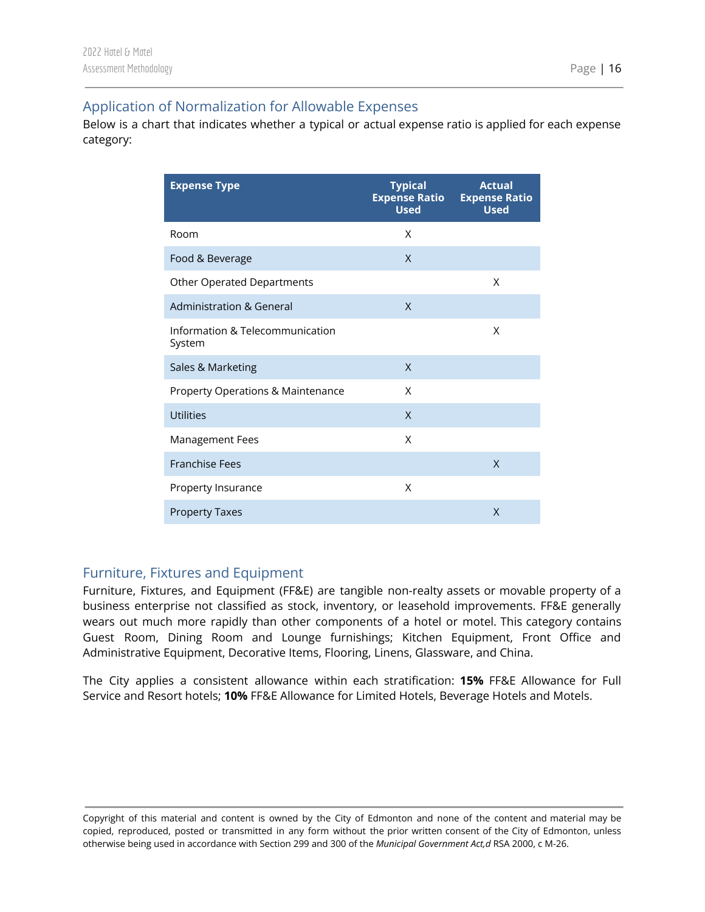## Application of Normalization for Allowable Expenses

Below is a chart that indicates whether a typical or actual expense ratio is applied for each expense category:

| Expense Type | Typical Expense Ratio Used | Actual Expense Ratio Used |
|---|---|---|
| Room | X | |
| Food & Beverage | X | |
| Other Operated Departments | | X |
| Administration & General | X | |
| Information & Telecommunication System | | X |
| Sales & Marketing | X | |
| Property Operations & Maintenance | X | |
| Utilities | X | |
| Management Fees | X | |
| Franchise Fees | | X |
| Property Insurance | X | |
| Property Taxes | | X |

## Furniture, Fixtures and Equipment

Furniture, Fixtures, and Equipment (FF&E) are tangible non-realty assets or movable property of a business enterprise not classified as stock, inventory, or leasehold improvements. FF&E generally wears out much more rapidly than other components of a hotel or motel. This category contains Guest Room, Dining Room and Lounge furnishings; Kitchen Equipment, Front Office and Administrative Equipment, Decorative Items, Flooring, Linens, Glassware, and China.

The City applies a consistent allowance within each stratification: **15%** FF&E Allowance for Full Service and Resort hotels; **10%** FF&E Allowance for Limited Hotels, Beverage Hotels and Motels.

Copyright of this material and content is owned by the City of Edmonton and none of the content and material may be copied, reproduced, posted or transmitted in any form without the prior written consent of the City of Edmonton, unless otherwise being used in accordance with Section 299 and 300 of the *Municipal Government Act,d* RSA 2000, c M-26.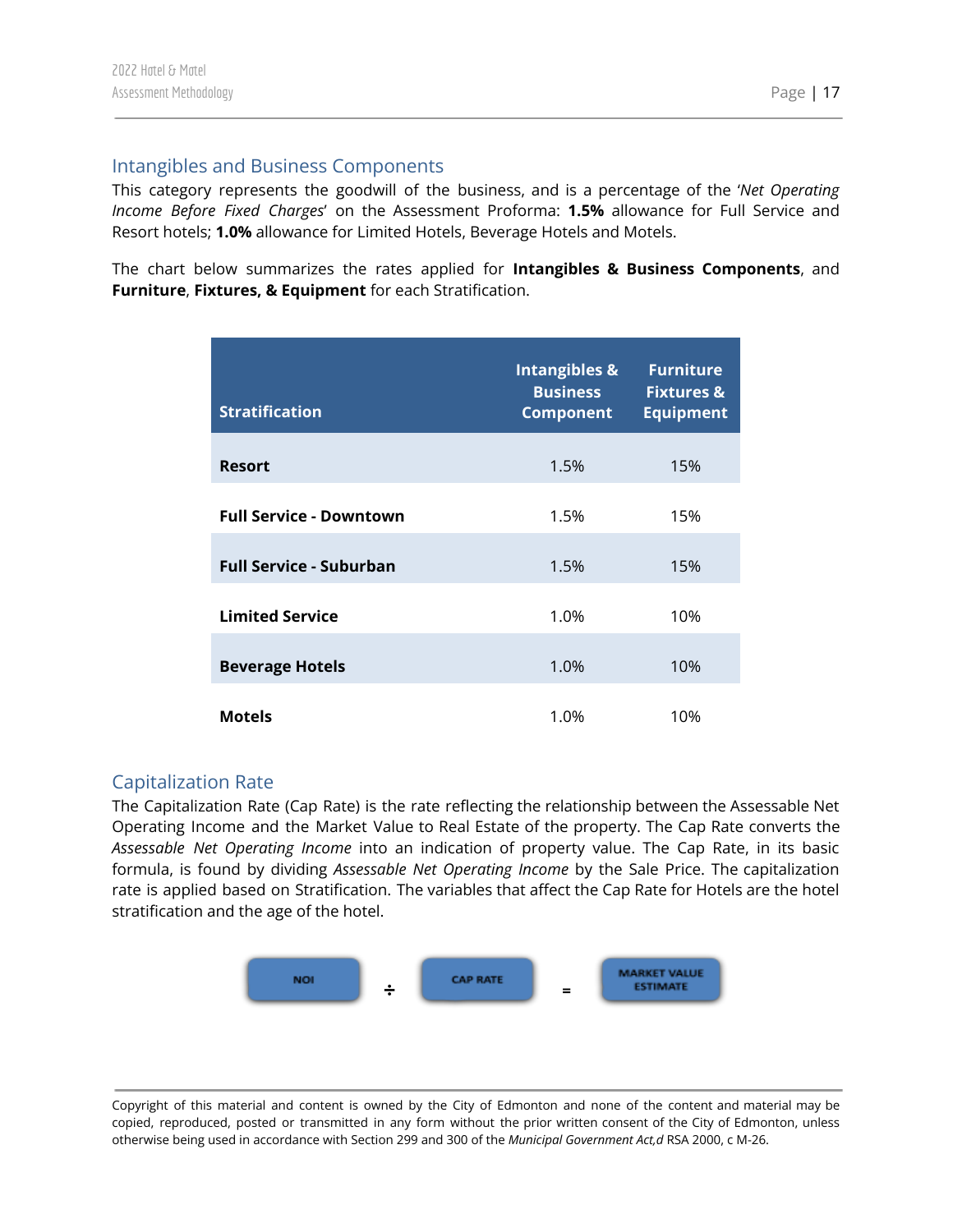## Intangibles and Business Components

This category represents the goodwill of the business, and is a percentage of the '*Net Operating Income Before Fixed Charges*' on the Assessment Proforma: **1.5%** allowance for Full Service and Resort hotels; **1.0%** allowance for Limited Hotels, Beverage Hotels and Motels.

The chart below summarizes the rates applied for **Intangibles & Business Components**, and **Furniture**, **Fixtures, & Equipment** for each Stratification.

| Stratification | Intangibles & Business Component | Furniture Fixtures & Equipment |
| --- | --- | --- |
| **Resort** | 1.5% | 15% |
| **Full Service - Downtown** | 1.5% | 15% |
| **Full Service - Suburban** | 1.5% | 15% |
| **Limited Service** | 1.0% | 10% |
| **Beverage Hotels** | 1.0% | 10% |
| **Motels** | 1.0% | 10% |

## Capitalization Rate

The Capitalization Rate (Cap Rate) is the rate reflecting the relationship between the Assessable Net Operating Income and the Market Value to Real Estate of the property. The Cap Rate converts the *Assessable Net Operating Income* into an indication of property value. The Cap Rate, in its basic formula, is found by dividing *Assessable Net Operating Income* by the Sale Price. The capitalization rate is applied based on Stratification. The variables that affect the Cap Rate for Hotels are the hotel stratification and the age of the hotel.

NOI ÷ CAP RATE = MARKET VALUE ESTIMATE

Copyright of this material and content is owned by the City of Edmonton and none of the content and material may be copied, reproduced, posted or transmitted in any form without the prior written consent of the City of Edmonton, unless otherwise being used in accordance with Section 299 and 300 of the *Municipal Government Act,d* RSA 2000, c M-26.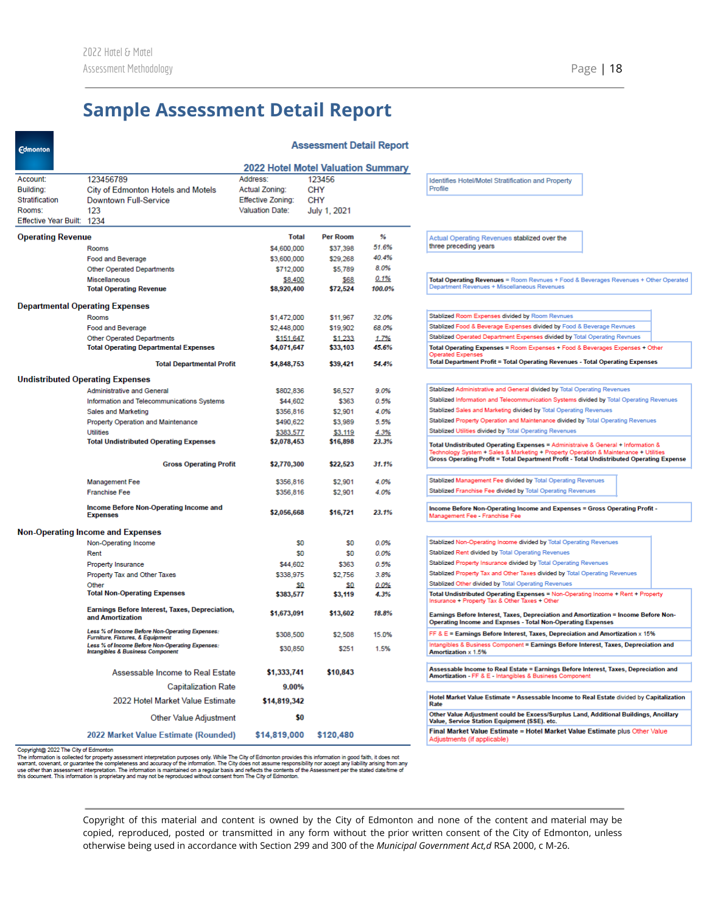# Sample Assessment Detail Report

Edmonton

**Assessment Detail Report**

**2022 Hotel Motel Valuation Summary**

| | | | |
|---|---|---|---|
| Account: | 123456789 | Address: | 123456 |
| Building: | City of Edmonton Hotels and Motels | Actual Zoning: | CHY |
| Stratification | Downtown Full-Service | Effective Zoning: | CHY |
| Rooms: | 123 | Valuation Date: | July 1, 2021 |
| Effective Year Built: | 1234 | | |

Identifies Hotel/Motel Stratification and Property Profile

| | Total | Per Room | % | Notes |
|---|---|---|---|---|
| **Operating Revenue** | | | | Actual Operating Revenues stablized over the three preceding years |
| Rooms | $4,600,000 | $37,398 | 51.6% | |
| Food and Beverage | $3,600,000 | $29,268 | 40.4% | |
| Other Operated Departments | $712,000 | $5,789 | 8.0% | |
| Miscellaneous | $8,400 | $68 | 0.1% | |
| **Total Operating Revenue** | **$8,920,400** | **$72,524** | **100.0%** | **Total Operating Revenues** = Room Revnues + Food & Beverages Revenues + Other Operated Department Revenues + Miscellaneous Revenues |
| **Departmental Operating Expenses** | | | | |
| Rooms | $1,472,000 | $11,967 | 32.0% | Stablized Room Expenses divided by Room Revnues |
| Food and Beverage | $2,448,000 | $19,902 | 68.0% | Stablized Food & Beverage Expenses divided by Food & Beverage Revnues |
| Other Operated Departments | $151,647 | $1,233 | 1.7% | Stablized Operated Department Expenses divided by Total Operating Revnues |
| **Total Operating Departmental Expenses** | **$4,071,647** | **$33,103** | **45.6%** | **Total Operating Expenses** = Room Expenses + Food & Beverages Expenses + Other Operated Expenses |
| **Total Departmental Profit** | **$4,848,753** | **$39,421** | **54.4%** | **Total Department Profit = Total Operating Revenues - Total Operating Expenses** |
| **Undistributed Operating Expenses** | | | | |
| Administrative and General | $802,836 | $6,527 | 9.0% | Stablized Administrative and General divided by Total Operating Revenues |
| Information and Telecommunications Systems | $44,602 | $363 | 0.5% | Stablized Information and Telecommunication Systems divided by Total Operating Revenues |
| Sales and Marketing | $356,816 | $2,901 | 4.0% | Stablized Sales and Marketing divided by Total Operating Revenues |
| Property Operation and Maintenance | $490,622 | $3,989 | 5.5% | Stablized Property Operation and Maintenance divided by Total Operating Revenues |
| Utilities | $383,577 | $3,119 | 4.3% | Stablized Utilities divided by Total Operating Revenues |
| **Total Undistributed Operating Expenses** | **$2,078,453** | **$16,898** | **23.3%** | **Total Undistributed Operating Expenses** = Administraive & General + Information & Technology System + Sales & Marketing + Property Operation & Maintenance + Utilities |
| **Gross Operating Profit** | **$2,770,300** | **$22,523** | **31.1%** | **Gross Operating Profit = Total Department Profit - Total Undistributed Operating Expense** |
| Management Fee | $356,816 | $2,901 | 4.0% | Stablized Management Fee divided by Total Operating Revenues |
| Franchise Fee | $356,816 | $2,901 | 4.0% | Stablized Franchise Fee divided by Total Operating Revenues |
| **Income Before Non-Operating Income and Expenses** | **$2,056,668** | **$16,721** | **23.1%** | **Income Before Non-Operating Income and Expenses = Gross Operating Profit -** Management Fee - Franchise Fee |
| **Non-Operating Income and Expenses** | | | | |
| Non-Operating Income | $0 | $0 | 0.0% | Stablized Non-Operating Income divided by Total Operating Revenues |
| Rent | $0 | $0 | 0.0% | Stablized Rent divided by Total Operating Revenues |
| Property Insurance | $44,602 | $363 | 0.5% | Stablized Property Insurance divided by Total Operating Revenues |
| Property Tax and Other Taxes | $338,975 | $2,756 | 3.8% | Stablized Property Tax and Other Taxes divided by Total Operating Revenues |
| Other | $0 | $0 | 0.0% | Stablized Other divided by Total Operating Revenues |
| **Total Non-Operating Expenses** | **$383,577** | **$3,119** | **4.3%** | **Total Undistributed Operating Expenses** = Non-Operating Income + Rent + Property Insurance + Property Tax & Other Taxes + Other |
| **Earnings Before Interest, Taxes, Depreciation, and Amortization** | **$1,673,091** | **$13,602** | **18.8%** | **Earnings Before Interest, Taxes, Depreciation and Amortization = Income Before Non-Operating Income and Expnses - Total Non-Operating Expenses** |
| *Less % of Income Before Non-Operating Expenses: Furniture, Fixtures, & Equipment* | $308,500 | $2,508 | 15.0% | FF & E = **Earnings Before Interest, Taxes, Depreciation and Amortization** x 15% |
| *Less % of Income Before Non-Operating Expenses: Intangibles & Business Component* | $30,850 | $251 | 1.5% | Intangibles & Business Component = **Earnings Before Interest, Taxes, Depreciation and Amortization** x 1.5% |
| Assessable Income to Real Estate | **$1,333,741** | **$10,843** | | **Assessable Income to Real Estate = Earnings Before Interest, Taxes, Depreciation and Amortization** - FF & E - Intangibles & Business Component |
| Capitalization Rate | **9.00%** | | | |
| 2022 Hotel Market Value Estimate | **$14,819,342** | | | **Hotel Market Value Estimate = Assessable Income to Real Estate** divided by **Capitalization Rate** |
| Other Value Adjustment | **$0** | | | **Other Value Adjustment could be Excess/Surplus Land, Additional Buildings, Ancillary Value, Service Station Equipment (SSE). etc.** |
| **2022 Market Value Estimate (Rounded)** | **$14,819,000** | **$120,480** | | **Final Market Value Estimate = Hotel Market Value Estimate** plus Other Value Adjustments (if applicable) |

Copyright@ 2022 The City of Edmonton
The information is collected for property assessment interpretation purposes only. While The City of Edmonton provides this information in good faith, it does not warrant, covenant, or guarantee the completeness and accuracy of the information. The City does not assume responsibility nor accept any liability arising from any use other than assessment interpretation. The information is maintained on a regular basis and reflects the contents of the Assessment per the stated date/time of this document. This information is proprietary and may not be reproduced without consent from The City of Edmonton.

Copyright of this material and content is owned by the City of Edmonton and none of the content and material may be copied, reproduced, posted or transmitted in any form without the prior written consent of the City of Edmonton, unless otherwise being used in accordance with Section 299 and 300 of the *Municipal Government Act,d* RSA 2000, c M-26.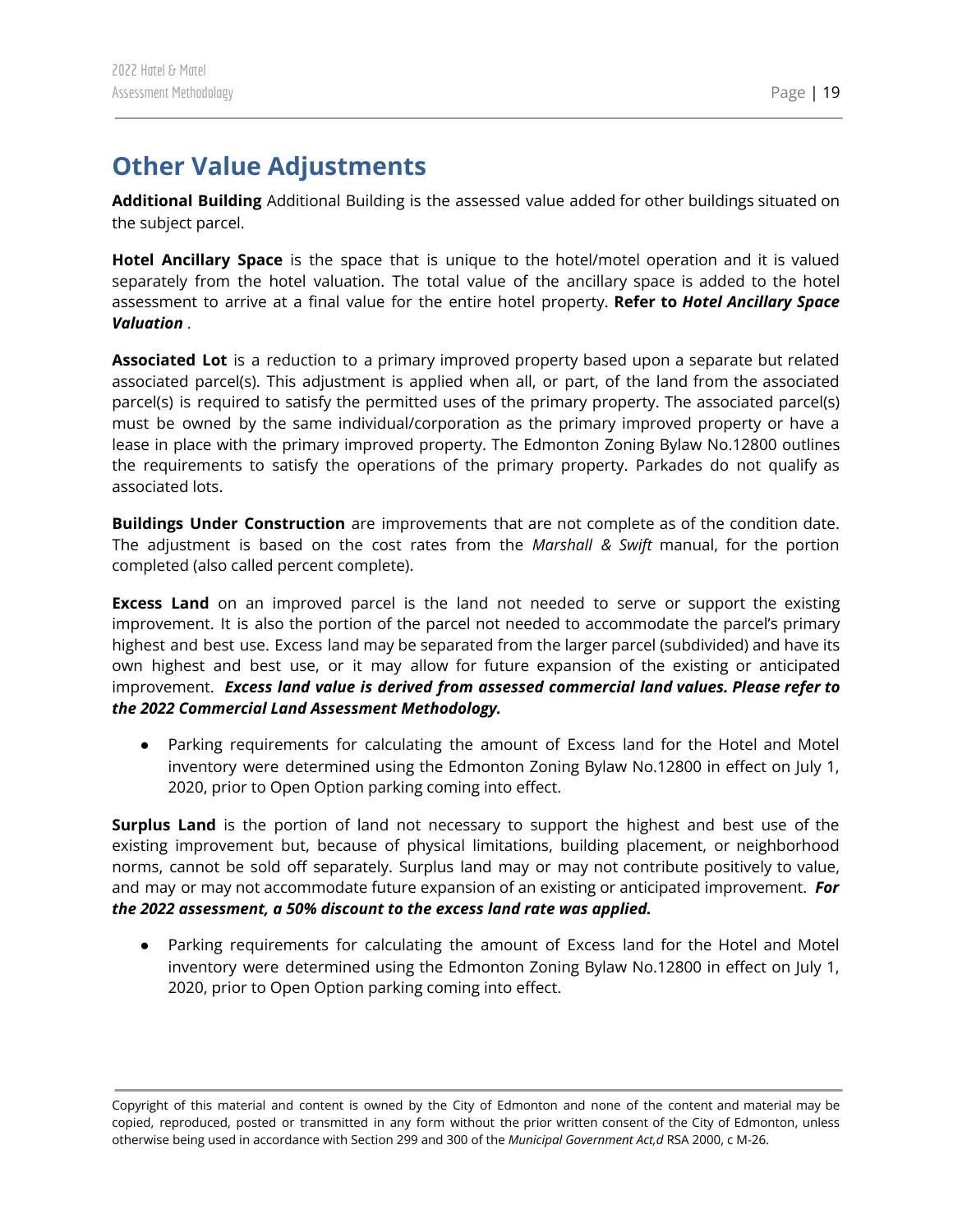## Other Value Adjustments

**Additional Building** Additional Building is the assessed value added for other buildings situated on the subject parcel.

**Hotel Ancillary Space** is the space that is unique to the hotel/motel operation and it is valued separately from the hotel valuation. The total value of the ancillary space is added to the hotel assessment to arrive at a final value for the entire hotel property. **Refer to *Hotel Ancillary Space Valuation*** .

**Associated Lot** is a reduction to a primary improved property based upon a separate but related associated parcel(s). This adjustment is applied when all, or part, of the land from the associated parcel(s) is required to satisfy the permitted uses of the primary property. The associated parcel(s) must be owned by the same individual/corporation as the primary improved property or have a lease in place with the primary improved property. The Edmonton Zoning Bylaw No.12800 outlines the requirements to satisfy the operations of the primary property. Parkades do not qualify as associated lots.

**Buildings Under Construction** are improvements that are not complete as of the condition date. The adjustment is based on the cost rates from the *Marshall & Swift* manual, for the portion completed (also called percent complete).

**Excess Land** on an improved parcel is the land not needed to serve or support the existing improvement. It is also the portion of the parcel not needed to accommodate the parcel's primary highest and best use. Excess land may be separated from the larger parcel (subdivided) and have its own highest and best use, or it may allow for future expansion of the existing or anticipated improvement. ***Excess land value is derived from assessed commercial land values. Please refer to the 2022 Commercial Land Assessment Methodology.***

- Parking requirements for calculating the amount of Excess land for the Hotel and Motel inventory were determined using the Edmonton Zoning Bylaw No.12800 in effect on July 1, 2020, prior to Open Option parking coming into effect.

**Surplus Land** is the portion of land not necessary to support the highest and best use of the existing improvement but, because of physical limitations, building placement, or neighborhood norms, cannot be sold off separately. Surplus land may or may not contribute positively to value, and may or may not accommodate future expansion of an existing or anticipated improvement. ***For the 2022 assessment, a 50% discount to the excess land rate was applied.***

- Parking requirements for calculating the amount of Excess land for the Hotel and Motel inventory were determined using the Edmonton Zoning Bylaw No.12800 in effect on July 1, 2020, prior to Open Option parking coming into effect.

Copyright of this material and content is owned by the City of Edmonton and none of the content and material may be copied, reproduced, posted or transmitted in any form without the prior written consent of the City of Edmonton, unless otherwise being used in accordance with Section 299 and 300 of the *Municipal Government Act,d* RSA 2000, c M-26.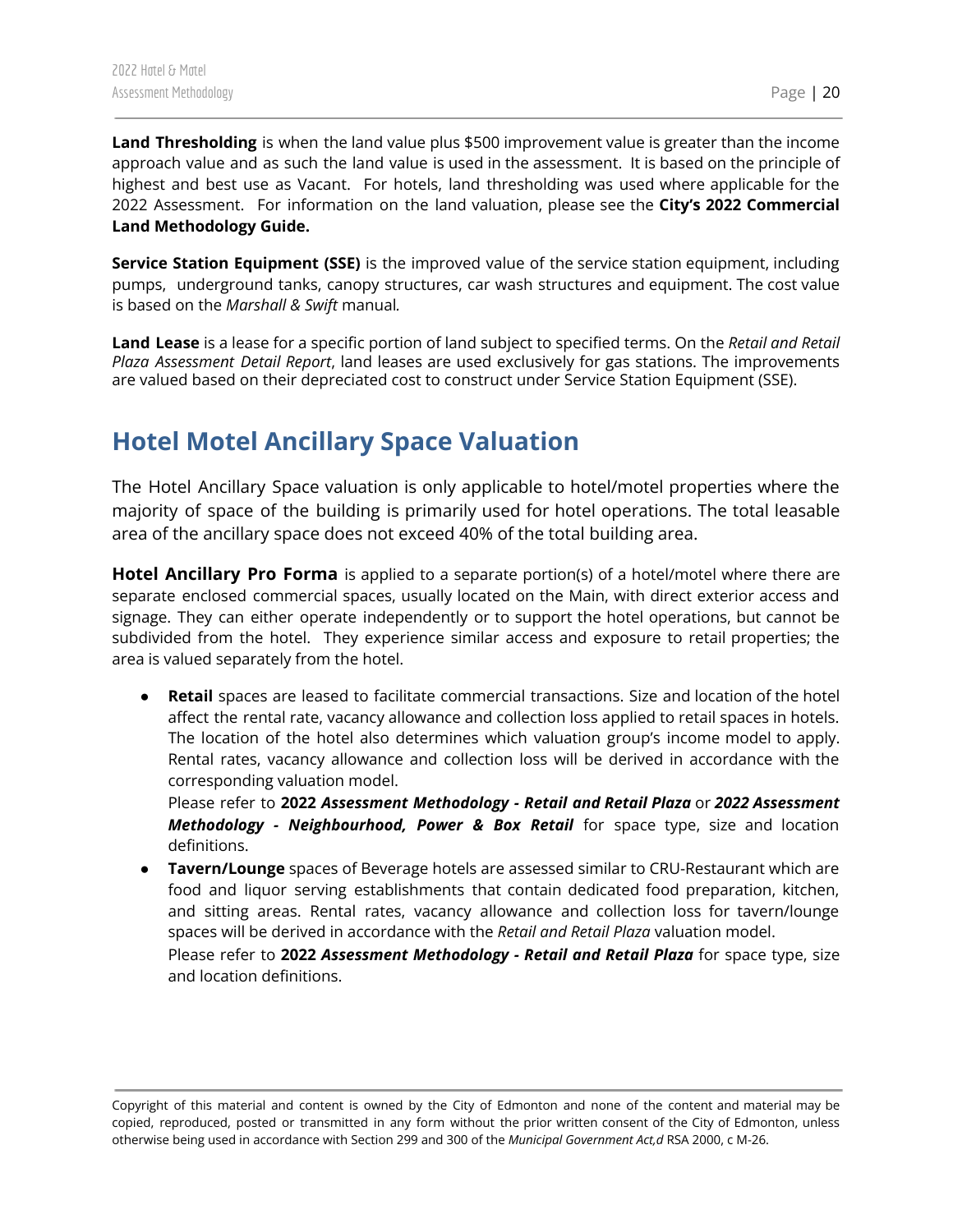**Land Thresholding** is when the land value plus $500 improvement value is greater than the income approach value and as such the land value is used in the assessment. It is based on the principle of highest and best use as Vacant. For hotels, land thresholding was used where applicable for the 2022 Assessment. For information on the land valuation, please see the **City's 2022 Commercial Land Methodology Guide.**

**Service Station Equipment (SSE)** is the improved value of the service station equipment, including pumps, underground tanks, canopy structures, car wash structures and equipment. The cost value is based on the *Marshall & Swift* manual*.*

**Land Lease** is a lease for a specific portion of land subject to specified terms. On the *Retail and Retail Plaza Assessment Detail Report*, land leases are used exclusively for gas stations. The improvements are valued based on their depreciated cost to construct under Service Station Equipment (SSE).

# Hotel Motel Ancillary Space Valuation

The Hotel Ancillary Space valuation is only applicable to hotel/motel properties where the majority of space of the building is primarily used for hotel operations. The total leasable area of the ancillary space does not exceed 40% of the total building area.

**Hotel Ancillary Pro Forma** is applied to a separate portion(s) of a hotel/motel where there are separate enclosed commercial spaces, usually located on the Main, with direct exterior access and signage. They can either operate independently or to support the hotel operations, but cannot be subdivided from the hotel. They experience similar access and exposure to retail properties; the area is valued separately from the hotel.

- **Retail** spaces are leased to facilitate commercial transactions. Size and location of the hotel affect the rental rate, vacancy allowance and collection loss applied to retail spaces in hotels. The location of the hotel also determines which valuation group's income model to apply. Rental rates, vacancy allowance and collection loss will be derived in accordance with the corresponding valuation model.
  Please refer to **2022 *Assessment Methodology - Retail and Retail Plaza*** or ***2022 Assessment Methodology - Neighbourhood, Power & Box Retail*** for space type, size and location definitions.
- **Tavern/Lounge** spaces of Beverage hotels are assessed similar to CRU-Restaurant which are food and liquor serving establishments that contain dedicated food preparation, kitchen, and sitting areas. Rental rates, vacancy allowance and collection loss for tavern/lounge spaces will be derived in accordance with the *Retail and Retail Plaza* valuation model.
  Please refer to **2022 *Assessment Methodology - Retail and Retail Plaza*** for space type, size and location definitions.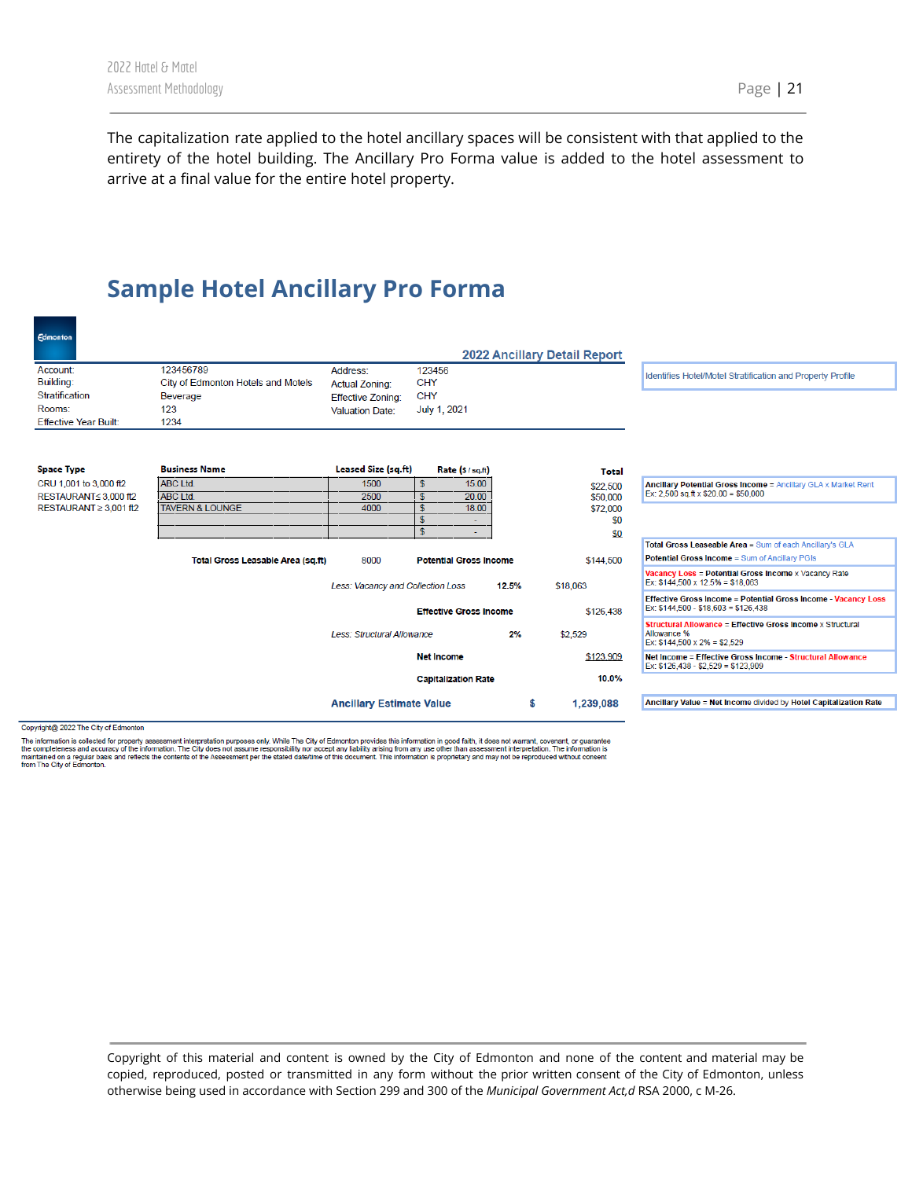The capitalization rate applied to the hotel ancillary spaces will be consistent with that applied to the entirety of the hotel building. The Ancillary Pro Forma value is added to the hotel assessment to arrive at a final value for the entire hotel property.

## Sample Hotel Ancillary Pro Forma

Edmonton

**2022 Ancillary Detail Report**

| | | | |
|---|---|---|---|
| Account: | 123456789 | Address: | 123456 |
| Building: | City of Edmonton Hotels and Motels | Actual Zoning: | CHY |
| Stratification | Beverage | Effective Zoning: | CHY |
| Rooms: | 123 | Valuation Date: | July 1, 2021 |
| Effective Year Built: | 1234 | | |

Identifies Hotel/Motel Stratification and Property Profile

| Space Type | Business Name | Leased Size (sq.ft) | Rate ($ / sq.ft) | Total |
|---|---|---|---|---|
| CRU 1,001 to 3,000 ft2 | ABC Ltd. | 1500 | $ 15.00 | $22,500 |
| RESTAURANT ≤ 3,000 ft2 | ABC Ltd. | 2500 | $ 20.00 | $50,000 |
| RESTAURANT ≥ 3,001 ft2 | TAVERN & LOUNGE | 4000 | $ 18.00 | $72,000 |
| | | | $ - | $0 |
| | | | $ - | $0 |

**Ancillary Potential Gross Income** = Ancillary GLA x Market Rent
Ex: 2,500 sq.ft x $20.00 = $50,000

| | | | |
|---|---|---|---|
| **Total Gross Leasable Area (sq.ft)** 8000 | **Potential Gross Income** | | $144,500 |
| *Less: Vacancy and Collection Loss* | 12.5% | $18,063 | |
| | **Effective Gross Income** | | $126,438 |
| *Less: Structural Allowance* | 2% | $2,529 | |
| | **Net Income** | | $123,909 |
| | **Capitalization Rate** | | 10.0% |
| **Ancillary Estimate Value** | | $ | 1,239,088 |

**Total Gross Leaseable Area** = Sum of each Ancillary's GLA

**Potential Gross Income** = Sum of Ancillary PGIs

**Vacancy Loss** = **Potential Gross Income** x Vacancy Rate
Ex: $144,500 x 12.5% = $18,063

**Effective Gross Income** = **Potential Gross Income** - **Vacancy Loss**
Ex: $144,500 - $18,063 = $126,438

**Structural Allowance** = **Effective Gross Income** x Structural Allowance %
Ex: $144,500 x 2% = $2,529

**Net Income** = **Effective Gross Income** - **Structural Allowance**
Ex: $126,438 - $2,529 = $123,909

**Ancillary Value** = **Net Income divided by Hotel Capitalization Rate**

Copyright@ 2022 The City of Edmonton

The information is collected for property assessment interpretation purposes only. While The City of Edmonton provides this information in good faith, it does not warrant, covenant, or guarantee the completeness and accuracy of the information. The City does not assume responsibility nor accept any liability arising from any use other than assessment interpretation. The information is maintained on a regular basis and reflects the contents of the Assessment per the stated date/time of this document. This information is proprietary and may not be reproduced without consent from The City of Edmonton.

Copyright of this material and content is owned by the City of Edmonton and none of the content and material may be copied, reproduced, posted or transmitted in any form without the prior written consent of the City of Edmonton, unless otherwise being used in accordance with Section 299 and 300 of the *Municipal Government Act,d* RSA 2000, c M-26.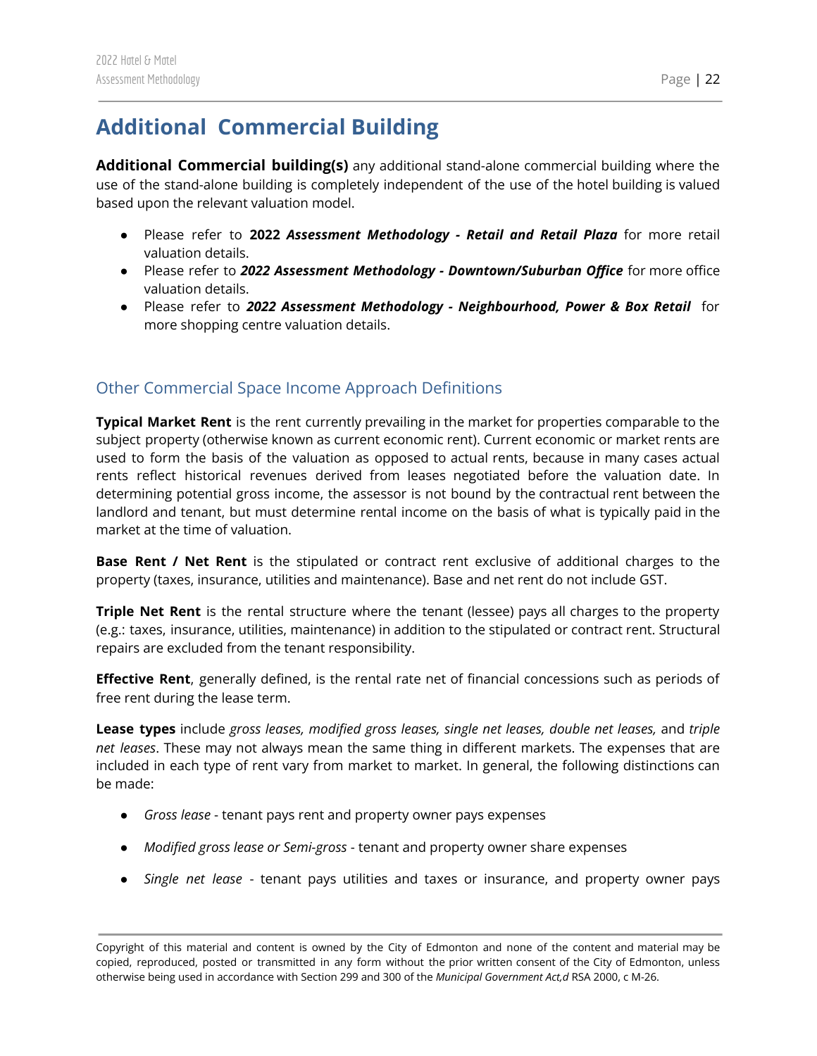# Additional Commercial Building

**Additional Commercial building(s)** any additional stand-alone commercial building where the use of the stand-alone building is completely independent of the use of the hotel building is valued based upon the relevant valuation model.

- Please refer to **2022 *Assessment Methodology - Retail and Retail Plaza*** for more retail valuation details.
- Please refer to ***2022 Assessment Methodology - Downtown/Suburban Office*** for more office valuation details.
- Please refer to ***2022 Assessment Methodology - Neighbourhood, Power & Box Retail*** for more shopping centre valuation details.

## Other Commercial Space Income Approach Definitions

**Typical Market Rent** is the rent currently prevailing in the market for properties comparable to the subject property (otherwise known as current economic rent). Current economic or market rents are used to form the basis of the valuation as opposed to actual rents, because in many cases actual rents reflect historical revenues derived from leases negotiated before the valuation date. In determining potential gross income, the assessor is not bound by the contractual rent between the landlord and tenant, but must determine rental income on the basis of what is typically paid in the market at the time of valuation.

**Base Rent / Net Rent** is the stipulated or contract rent exclusive of additional charges to the property (taxes, insurance, utilities and maintenance). Base and net rent do not include GST.

**Triple Net Rent** is the rental structure where the tenant (lessee) pays all charges to the property (e.g.: taxes, insurance, utilities, maintenance) in addition to the stipulated or contract rent. Structural repairs are excluded from the tenant responsibility.

**Effective Rent**, generally defined, is the rental rate net of financial concessions such as periods of free rent during the lease term.

**Lease types** include *gross leases, modified gross leases, single net leases, double net leases,* and *triple net leases*. These may not always mean the same thing in different markets. The expenses that are included in each type of rent vary from market to market. In general, the following distinctions can be made:

- *Gross lease* - tenant pays rent and property owner pays expenses
- *Modified gross lease or Semi-gross* - tenant and property owner share expenses
- *Single net lease* - tenant pays utilities and taxes or insurance, and property owner pays

Copyright of this material and content is owned by the City of Edmonton and none of the content and material may be copied, reproduced, posted or transmitted in any form without the prior written consent of the City of Edmonton, unless otherwise being used in accordance with Section 299 and 300 of the *Municipal Government Act,d* RSA 2000, c M-26.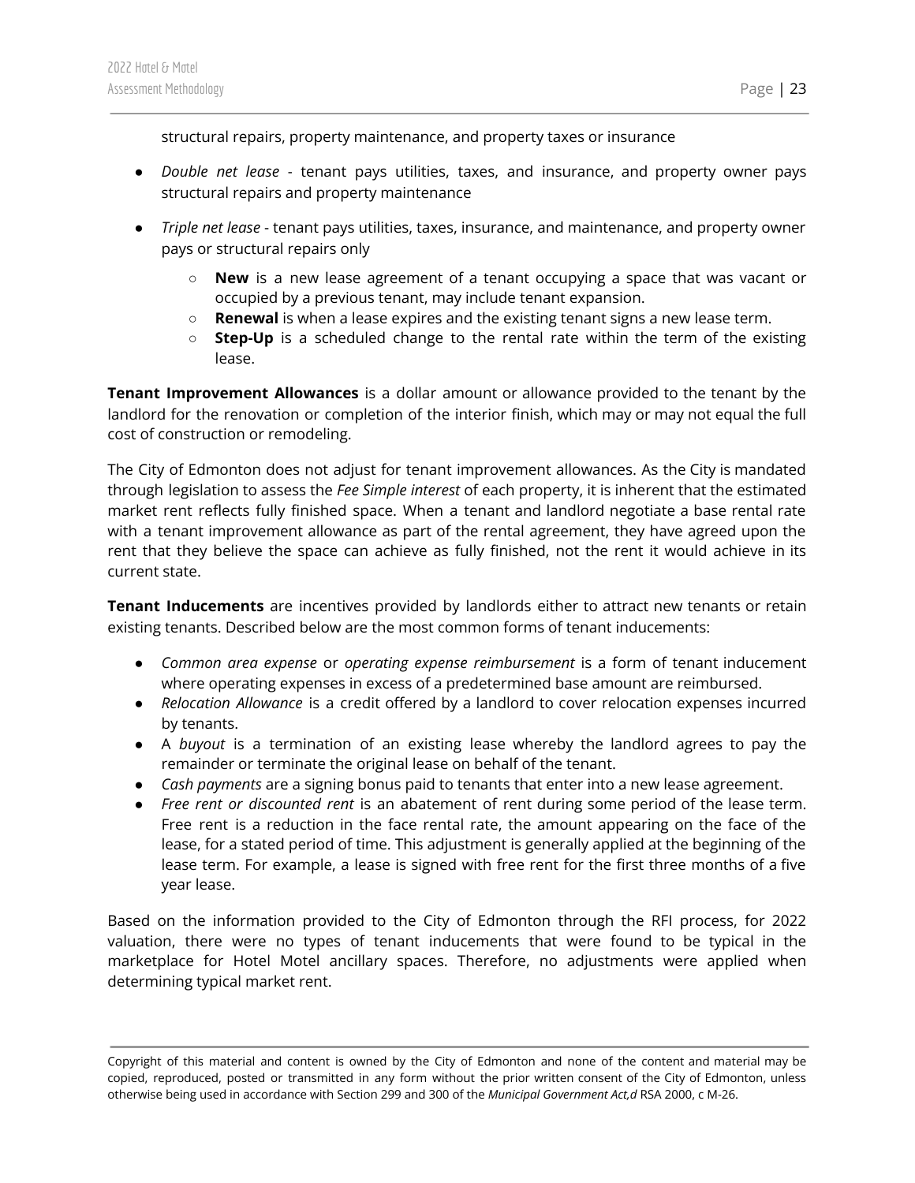structural repairs, property maintenance, and property taxes or insurance

- *Double net lease* - tenant pays utilities, taxes, and insurance, and property owner pays structural repairs and property maintenance
- *Triple net lease* - tenant pays utilities, taxes, insurance, and maintenance, and property owner pays or structural repairs only
    - **New** is a new lease agreement of a tenant occupying a space that was vacant or occupied by a previous tenant, may include tenant expansion.
    - **Renewal** is when a lease expires and the existing tenant signs a new lease term.
    - **Step-Up** is a scheduled change to the rental rate within the term of the existing lease.

**Tenant Improvement Allowances** is a dollar amount or allowance provided to the tenant by the landlord for the renovation or completion of the interior finish, which may or may not equal the full cost of construction or remodeling.

The City of Edmonton does not adjust for tenant improvement allowances. As the City is mandated through legislation to assess the *Fee Simple interest* of each property, it is inherent that the estimated market rent reflects fully finished space. When a tenant and landlord negotiate a base rental rate with a tenant improvement allowance as part of the rental agreement, they have agreed upon the rent that they believe the space can achieve as fully finished, not the rent it would achieve in its current state.

**Tenant Inducements** are incentives provided by landlords either to attract new tenants or retain existing tenants. Described below are the most common forms of tenant inducements:

- *Common area expense* or *operating expense reimbursement* is a form of tenant inducement where operating expenses in excess of a predetermined base amount are reimbursed.
- *Relocation Allowance* is a credit offered by a landlord to cover relocation expenses incurred by tenants.
- A *buyout* is a termination of an existing lease whereby the landlord agrees to pay the remainder or terminate the original lease on behalf of the tenant.
- *Cash payments* are a signing bonus paid to tenants that enter into a new lease agreement.
- *Free rent or discounted rent* is an abatement of rent during some period of the lease term. Free rent is a reduction in the face rental rate, the amount appearing on the face of the lease, for a stated period of time. This adjustment is generally applied at the beginning of the lease term. For example, a lease is signed with free rent for the first three months of a five year lease.

Based on the information provided to the City of Edmonton through the RFI process, for 2022 valuation, there were no types of tenant inducements that were found to be typical in the marketplace for Hotel Motel ancillary spaces. Therefore, no adjustments were applied when determining typical market rent.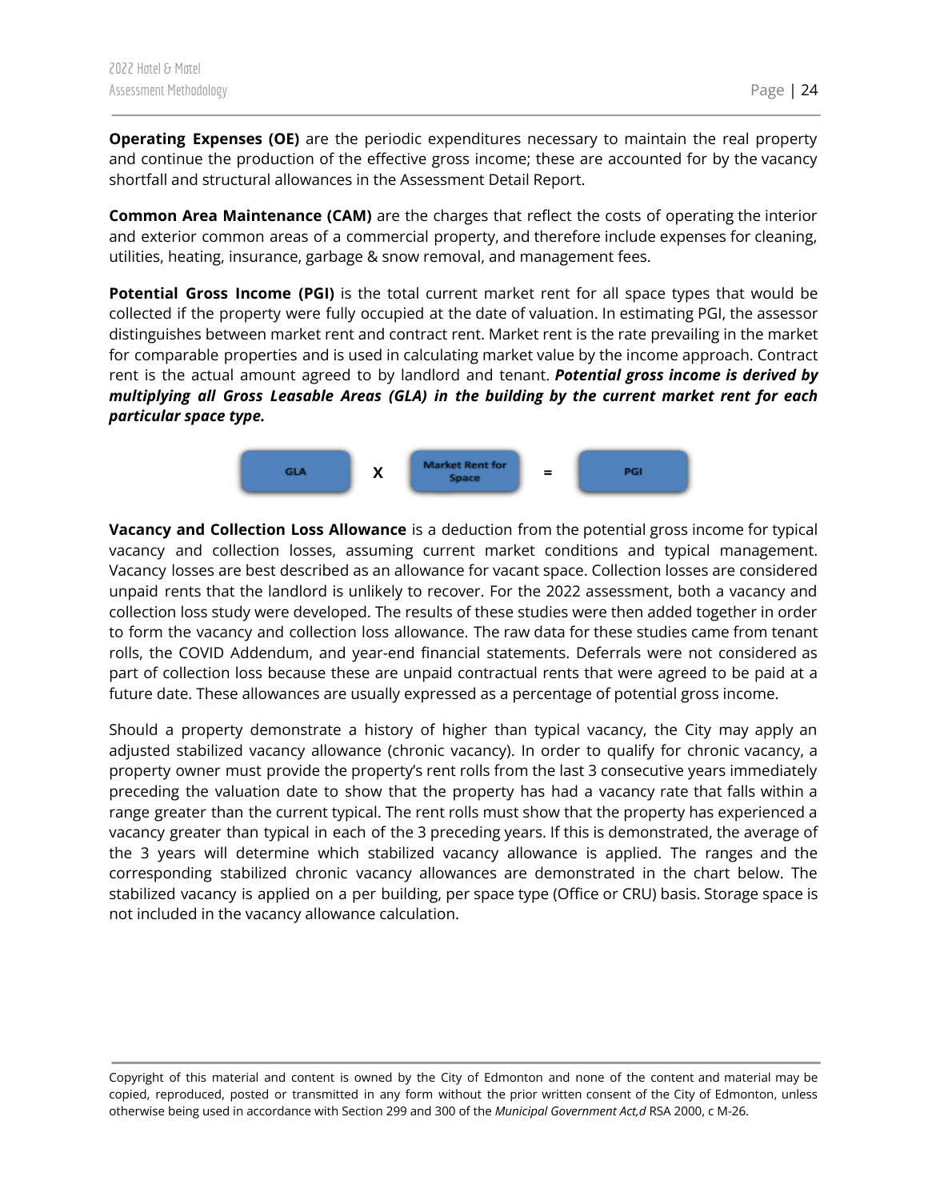**Operating Expenses (OE)** are the periodic expenditures necessary to maintain the real property and continue the production of the effective gross income; these are accounted for by the vacancy shortfall and structural allowances in the Assessment Detail Report.

**Common Area Maintenance (CAM)** are the charges that reflect the costs of operating the interior and exterior common areas of a commercial property, and therefore include expenses for cleaning, utilities, heating, insurance, garbage & snow removal, and management fees.

**Potential Gross Income (PGI)** is the total current market rent for all space types that would be collected if the property were fully occupied at the date of valuation. In estimating PGI, the assessor distinguishes between market rent and contract rent. Market rent is the rate prevailing in the market for comparable properties and is used in calculating market value by the income approach. Contract rent is the actual amount agreed to by landlord and tenant. ***Potential gross income is derived by multiplying all Gross Leasable Areas (GLA) in the building by the current market rent for each particular space type.***

GLA X Market Rent for Space = PGI

**Vacancy and Collection Loss Allowance** is a deduction from the potential gross income for typical vacancy and collection losses, assuming current market conditions and typical management. Vacancy losses are best described as an allowance for vacant space. Collection losses are considered unpaid rents that the landlord is unlikely to recover. For the 2022 assessment, both a vacancy and collection loss study were developed. The results of these studies were then added together in order to form the vacancy and collection loss allowance. The raw data for these studies came from tenant rolls, the COVID Addendum, and year-end financial statements. Deferrals were not considered as part of collection loss because these are unpaid contractual rents that were agreed to be paid at a future date. These allowances are usually expressed as a percentage of potential gross income.

Should a property demonstrate a history of higher than typical vacancy, the City may apply an adjusted stabilized vacancy allowance (chronic vacancy). In order to qualify for chronic vacancy, a property owner must provide the property's rent rolls from the last 3 consecutive years immediately preceding the valuation date to show that the property has had a vacancy rate that falls within a range greater than the current typical. The rent rolls must show that the property has experienced a vacancy greater than typical in each of the 3 preceding years. If this is demonstrated, the average of the 3 years will determine which stabilized vacancy allowance is applied. The ranges and the corresponding stabilized chronic vacancy allowances are demonstrated in the chart below. The stabilized vacancy is applied on a per building, per space type (Office or CRU) basis. Storage space is not included in the vacancy allowance calculation.

Copyright of this material and content is owned by the City of Edmonton and none of the content and material may be copied, reproduced, posted or transmitted in any form without the prior written consent of the City of Edmonton, unless otherwise being used in accordance with Section 299 and 300 of the *Municipal Government Act,d* RSA 2000, c M-26.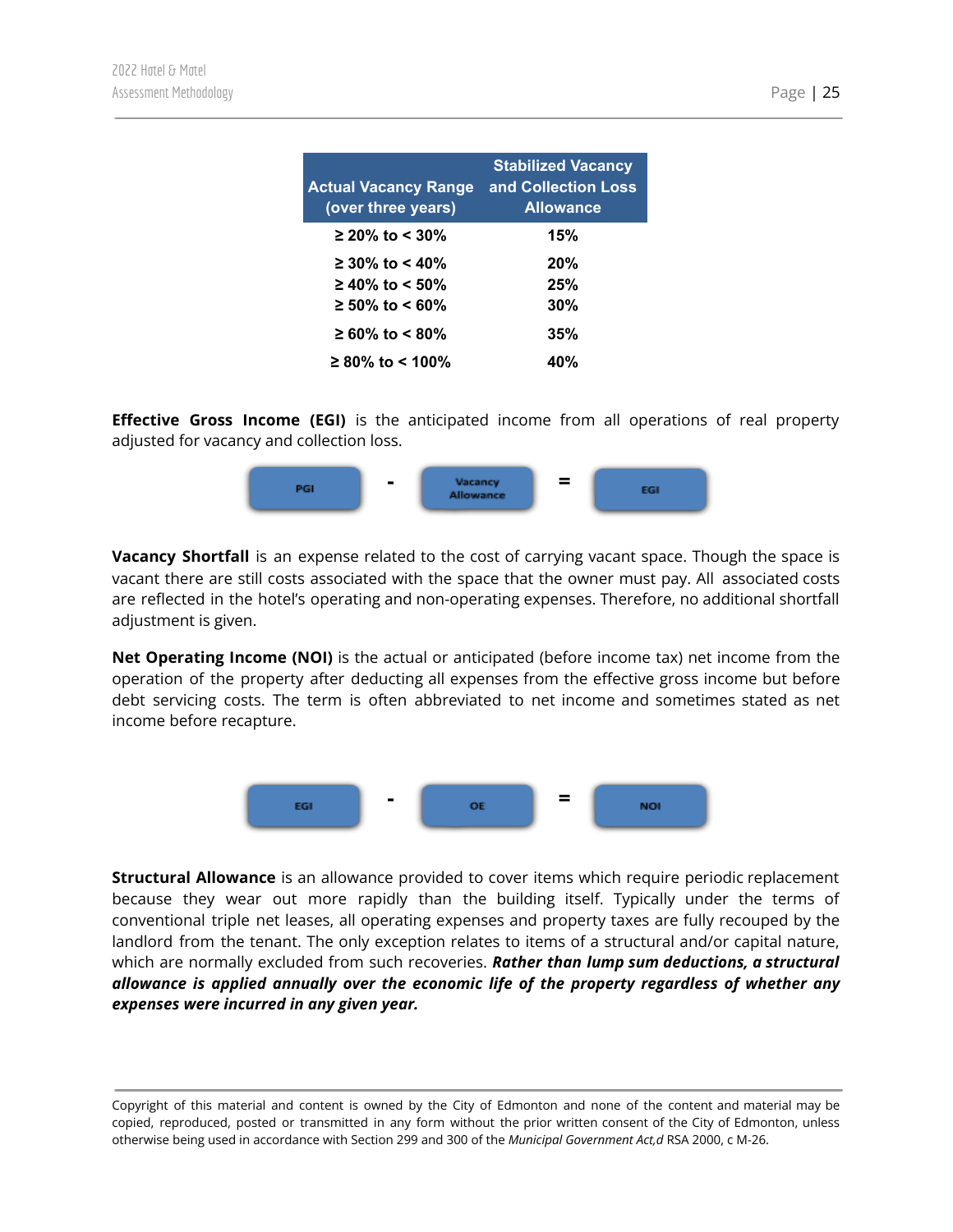| Actual Vacancy Range (over three years) | Stabilized Vacancy and Collection Loss Allowance |
|---|---|
| ≥ 20% to < 30% | 15% |
| ≥ 30% to < 40% | 20% |
| ≥ 40% to < 50% | 25% |
| ≥ 50% to < 60% | 30% |
| ≥ 60% to < 80% | 35% |
| ≥ 80% to < 100% | 40% |

**Effective Gross Income (EGI)** is the anticipated income from all operations of real property adjusted for vacancy and collection loss.

PGI - Vacancy Allowance = EGI

**Vacancy Shortfall** is an expense related to the cost of carrying vacant space. Though the space is vacant there are still costs associated with the space that the owner must pay. All associated costs are reflected in the hotel's operating and non-operating expenses. Therefore, no additional shortfall adjustment is given.

**Net Operating Income (NOI)** is the actual or anticipated (before income tax) net income from the operation of the property after deducting all expenses from the effective gross income but before debt servicing costs. The term is often abbreviated to net income and sometimes stated as net income before recapture.

EGI - OE = NOI

**Structural Allowance** is an allowance provided to cover items which require periodic replacement because they wear out more rapidly than the building itself. Typically under the terms of conventional triple net leases, all operating expenses and property taxes are fully recouped by the landlord from the tenant. The only exception relates to items of a structural and/or capital nature, which are normally excluded from such recoveries. ***Rather than lump sum deductions, a structural allowance is applied annually over the economic life of the property regardless of whether any expenses were incurred in any given year.***

Copyright of this material and content is owned by the City of Edmonton and none of the content and material may be copied, reproduced, posted or transmitted in any form without the prior written consent of the City of Edmonton, unless otherwise being used in accordance with Section 299 and 300 of the *Municipal Government Act,d* RSA 2000, c M-26.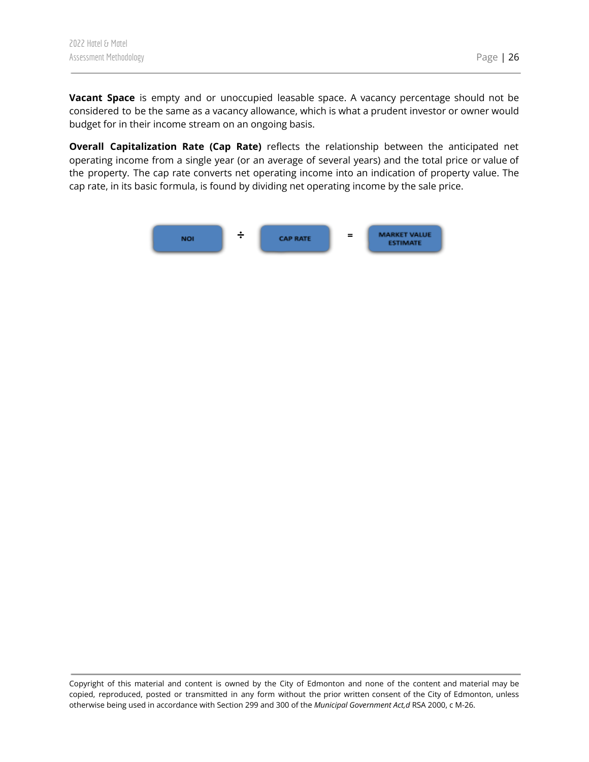**Vacant Space** is empty and or unoccupied leasable space. A vacancy percentage should not be considered to be the same as a vacancy allowance, which is what a prudent investor or owner would budget for in their income stream on an ongoing basis.

**Overall Capitalization Rate (Cap Rate)** reflects the relationship between the anticipated net operating income from a single year (or an average of several years) and the total price or value of the property. The cap rate converts net operating income into an indication of property value. The cap rate, in its basic formula, is found by dividing net operating income by the sale price.

NOI ÷ CAP RATE = MARKET VALUE ESTIMATE

Copyright of this material and content is owned by the City of Edmonton and none of the content and material may be copied, reproduced, posted or transmitted in any form without the prior written consent of the City of Edmonton, unless otherwise being used in accordance with Section 299 and 300 of the *Municipal Government Act,d* RSA 2000, c M-26.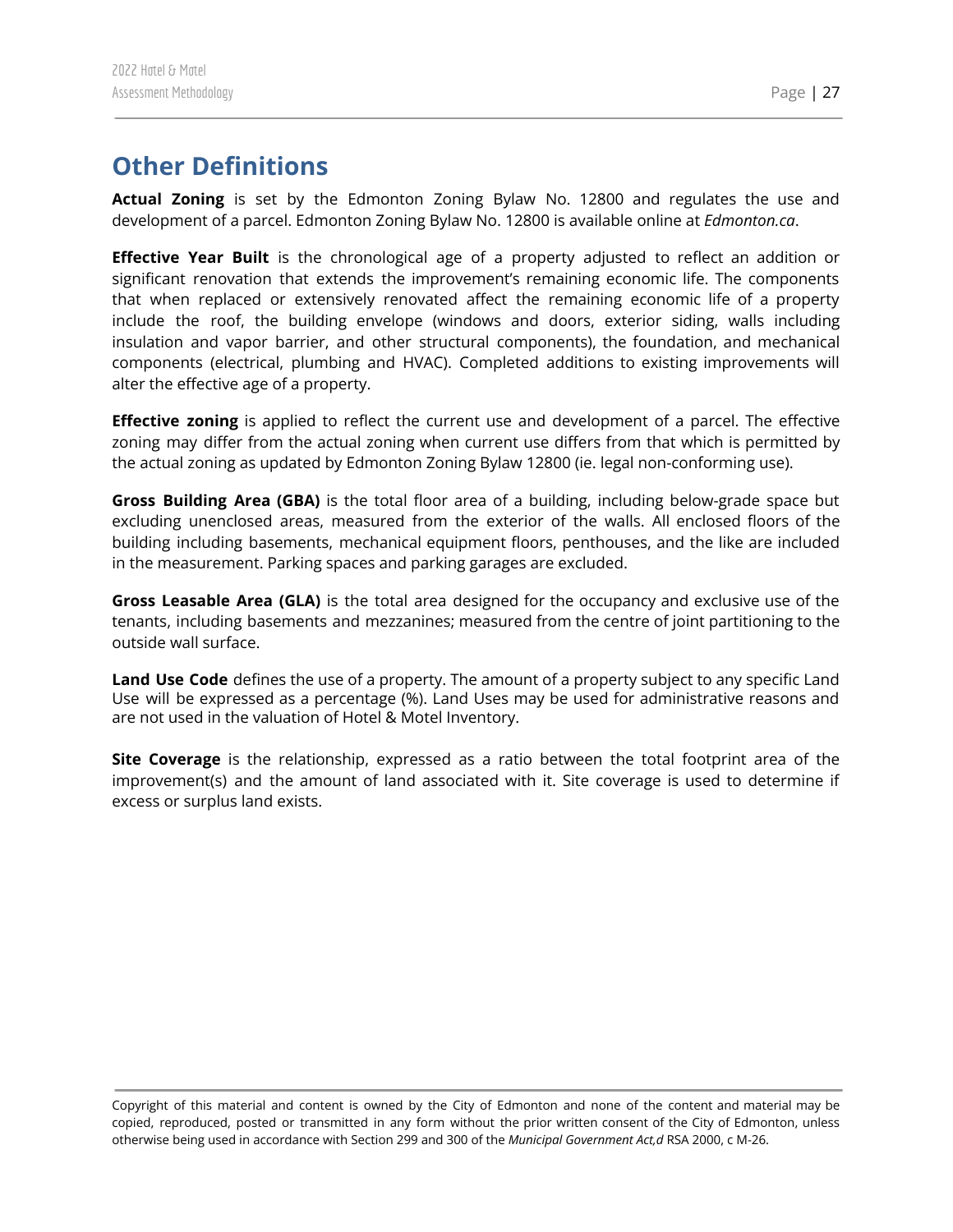## Other Definitions

**Actual Zoning** is set by the Edmonton Zoning Bylaw No. 12800 and regulates the use and development of a parcel. Edmonton Zoning Bylaw No. 12800 is available online at *Edmonton.ca*.

**Effective Year Built** is the chronological age of a property adjusted to reflect an addition or significant renovation that extends the improvement's remaining economic life. The components that when replaced or extensively renovated affect the remaining economic life of a property include the roof, the building envelope (windows and doors, exterior siding, walls including insulation and vapor barrier, and other structural components), the foundation, and mechanical components (electrical, plumbing and HVAC). Completed additions to existing improvements will alter the effective age of a property.

**Effective zoning** is applied to reflect the current use and development of a parcel. The effective zoning may differ from the actual zoning when current use differs from that which is permitted by the actual zoning as updated by Edmonton Zoning Bylaw 12800 (ie. legal non-conforming use).

**Gross Building Area (GBA)** is the total floor area of a building, including below-grade space but excluding unenclosed areas, measured from the exterior of the walls. All enclosed floors of the building including basements, mechanical equipment floors, penthouses, and the like are included in the measurement. Parking spaces and parking garages are excluded.

**Gross Leasable Area (GLA)** is the total area designed for the occupancy and exclusive use of the tenants, including basements and mezzanines; measured from the centre of joint partitioning to the outside wall surface.

**Land Use Code** defines the use of a property. The amount of a property subject to any specific Land Use will be expressed as a percentage (%). Land Uses may be used for administrative reasons and are not used in the valuation of Hotel & Motel Inventory.

**Site Coverage** is the relationship, expressed as a ratio between the total footprint area of the improvement(s) and the amount of land associated with it. Site coverage is used to determine if excess or surplus land exists.

Copyright of this material and content is owned by the City of Edmonton and none of the content and material may be copied, reproduced, posted or transmitted in any form without the prior written consent of the City of Edmonton, unless otherwise being used in accordance with Section 299 and 300 of the *Municipal Government Act,d* RSA 2000, c M-26.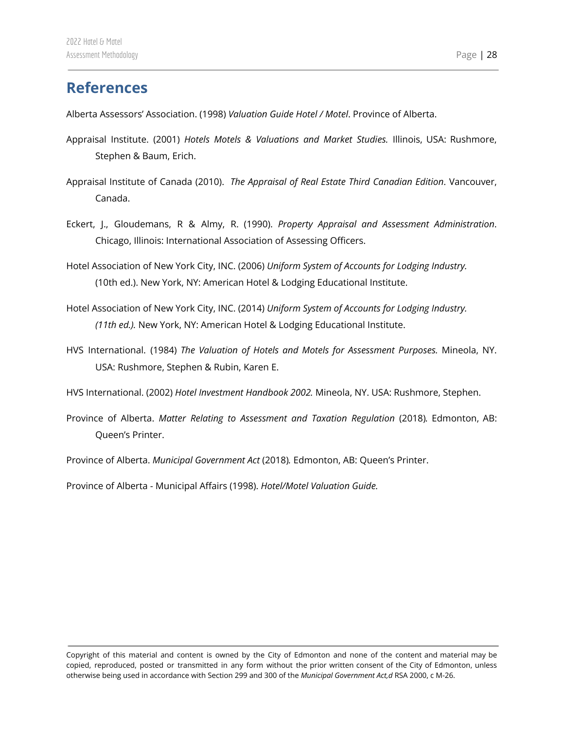# References

Alberta Assessors' Association. (1998) *Valuation Guide Hotel / Motel*. Province of Alberta.

Appraisal Institute. (2001) *Hotels Motels & Valuations and Market Studies.* Illinois, USA: Rushmore, Stephen & Baum, Erich.

Appraisal Institute of Canada (2010). *The Appraisal of Real Estate Third Canadian Edition*. Vancouver, Canada.

Eckert, J., Gloudemans, R & Almy, R. (1990). *Property Appraisal and Assessment Administration*. Chicago, Illinois: International Association of Assessing Officers.

Hotel Association of New York City, INC. (2006) *Uniform System of Accounts for Lodging Industry.* (10th ed.). New York, NY: American Hotel & Lodging Educational Institute.

Hotel Association of New York City, INC. (2014) *Uniform System of Accounts for Lodging Industry. (11th ed.).* New York, NY: American Hotel & Lodging Educational Institute.

HVS International. (1984) *The Valuation of Hotels and Motels for Assessment Purposes.* Mineola, NY. USA: Rushmore, Stephen & Rubin, Karen E.

HVS International. (2002) *Hotel Investment Handbook 2002.* Mineola, NY. USA: Rushmore, Stephen.

Province of Alberta. *Matter Relating to Assessment and Taxation Regulation* (2018)*.* Edmonton, AB: Queen's Printer.

Province of Alberta. *Municipal Government Act* (2018)*.* Edmonton, AB: Queen's Printer.

Province of Alberta - Municipal Affairs (1998). *Hotel/Motel Valuation Guide.*

Copyright of this material and content is owned by the City of Edmonton and none of the content and material may be copied, reproduced, posted or transmitted in any form without the prior written consent of the City of Edmonton, unless otherwise being used in accordance with Section 299 and 300 of the *Municipal Government Act,d* RSA 2000, c M-26.